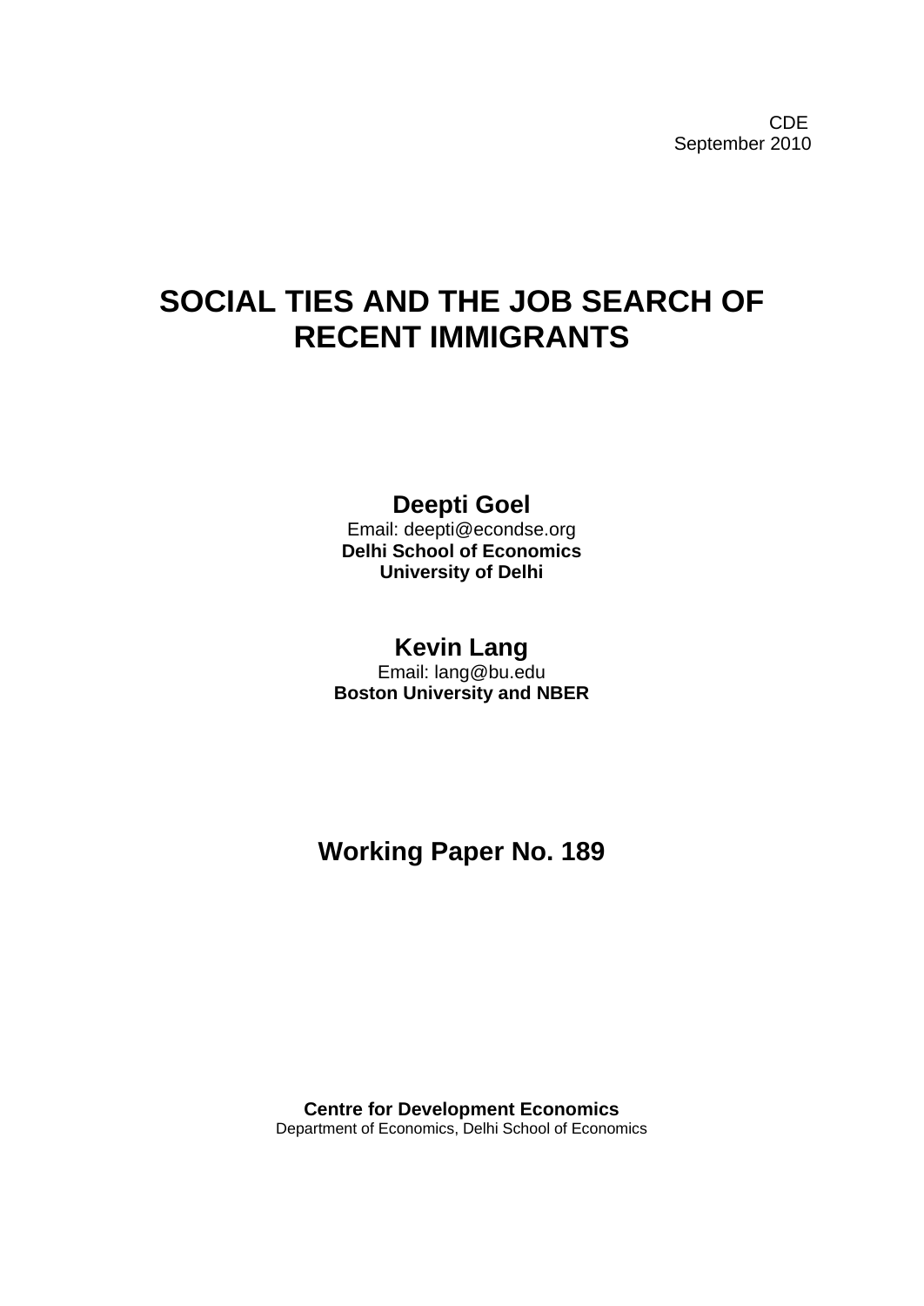CDE
September 2010

# SOCIAL TIES AND THE JOB SEARCH OF RECENT IMMIGRANTS

**Deepti Goel**
Email: deepti@econdse.org
**Delhi School of Economics**
**University of Delhi**

**Kevin Lang**
Email: lang@bu.edu
**Boston University and NBER**

## Working Paper No. 189

**Centre for Development Economics**
Department of Economics, Delhi School of Economics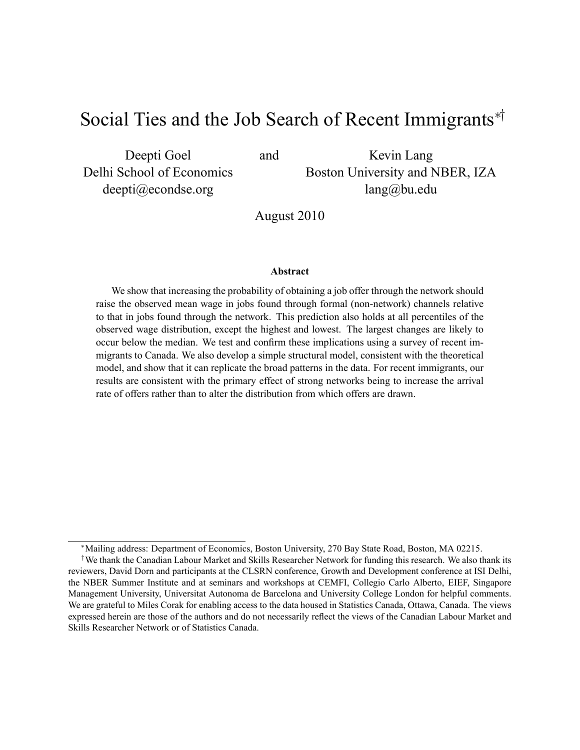# Social Ties and the Job Search of Recent Immigrants[*†]

Deepti Goel  
Delhi School of Economics  
deepti@econdse.org

and

Kevin Lang  
Boston University and NBER, IZA  
lang@bu.edu

August 2010

**Abstract**

We show that increasing the probability of obtaining a job offer through the network should raise the observed mean wage in jobs found through formal (non-network) channels relative to that in jobs found through the network. This prediction also holds at all percentiles of the observed wage distribution, except the highest and lowest. The largest changes are likely to occur below the median. We test and confirm these implications using a survey of recent immigrants to Canada. We also develop a simple structural model, consistent with the theoretical model, and show that it can replicate the broad patterns in the data. For recent immigrants, our results are consistent with the primary effect of strong networks being to increase the arrival rate of offers rather than to alter the distribution from which offers are drawn.

---

[*] Mailing address: Department of Economics, Boston University, 270 Bay State Road, Boston, MA 02215.

[†] We thank the Canadian Labour Market and Skills Researcher Network for funding this research. We also thank its reviewers, David Dorn and participants at the CLSRN conference, Growth and Development conference at ISI Delhi, the NBER Summer Institute and at seminars and workshops at CEMFI, Collegio Carlo Alberto, EIEF, Singapore Management University, Universitat Autonoma de Barcelona and University College London for helpful comments. We are grateful to Miles Corak for enabling access to the data housed in Statistics Canada, Ottawa, Canada. The views expressed herein are those of the authors and do not necessarily reflect the views of the Canadian Labour Market and Skills Researcher Network or of Statistics Canada.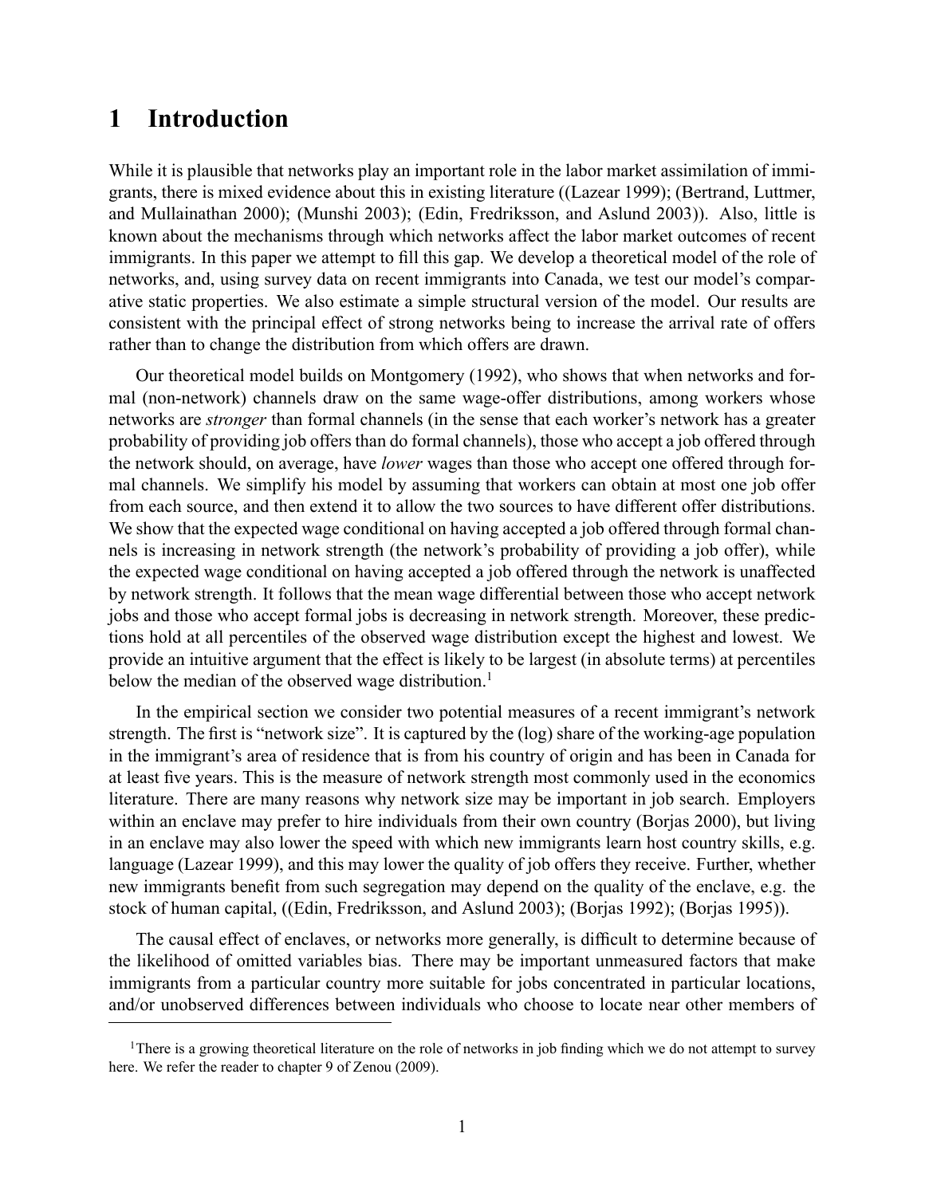# 1 Introduction

While it is plausible that networks play an important role in the labor market assimilation of immigrants, there is mixed evidence about this in existing literature ((Lazear 1999); (Bertrand, Luttmer, and Mullainathan 2000); (Munshi 2003); (Edin, Fredriksson, and Aslund 2003)). Also, little is known about the mechanisms through which networks affect the labor market outcomes of recent immigrants. In this paper we attempt to fill this gap. We develop a theoretical model of the role of networks, and, using survey data on recent immigrants into Canada, we test our model's comparative static properties. We also estimate a simple structural version of the model. Our results are consistent with the principal effect of strong networks being to increase the arrival rate of offers rather than to change the distribution from which offers are drawn.

Our theoretical model builds on Montgomery (1992), who shows that when networks and formal (non-network) channels draw on the same wage-offer distributions, among workers whose networks are *stronger* than formal channels (in the sense that each worker's network has a greater probability of providing job offers than do formal channels), those who accept a job offered through the network should, on average, have *lower* wages than those who accept one offered through formal channels. We simplify his model by assuming that workers can obtain at most one job offer from each source, and then extend it to allow the two sources to have different offer distributions. We show that the expected wage conditional on having accepted a job offered through formal channels is increasing in network strength (the network's probability of providing a job offer), while the expected wage conditional on having accepted a job offered through the network is unaffected by network strength. It follows that the mean wage differential between those who accept network jobs and those who accept formal jobs is decreasing in network strength. Moreover, these predictions hold at all percentiles of the observed wage distribution except the highest and lowest. We provide an intuitive argument that the effect is likely to be largest (in absolute terms) at percentiles below the median of the observed wage distribution.[1]

In the empirical section we consider two potential measures of a recent immigrant's network strength. The first is "network size". It is captured by the (log) share of the working-age population in the immigrant's area of residence that is from his country of origin and has been in Canada for at least five years. This is the measure of network strength most commonly used in the economics literature. There are many reasons why network size may be important in job search. Employers within an enclave may prefer to hire individuals from their own country (Borjas 2000), but living in an enclave may also lower the speed with which new immigrants learn host country skills, e.g. language (Lazear 1999), and this may lower the quality of job offers they receive. Further, whether new immigrants benefit from such segregation may depend on the quality of the enclave, e.g. the stock of human capital, ((Edin, Fredriksson, and Aslund 2003); (Borjas 1992); (Borjas 1995)).

The causal effect of enclaves, or networks more generally, is difficult to determine because of the likelihood of omitted variables bias. There may be important unmeasured factors that make immigrants from a particular country more suitable for jobs concentrated in particular locations, and/or unobserved differences between individuals who choose to locate near other members of

[1] There is a growing theoretical literature on the role of networks in job finding which we do not attempt to survey here. We refer the reader to chapter 9 of Zenou (2009).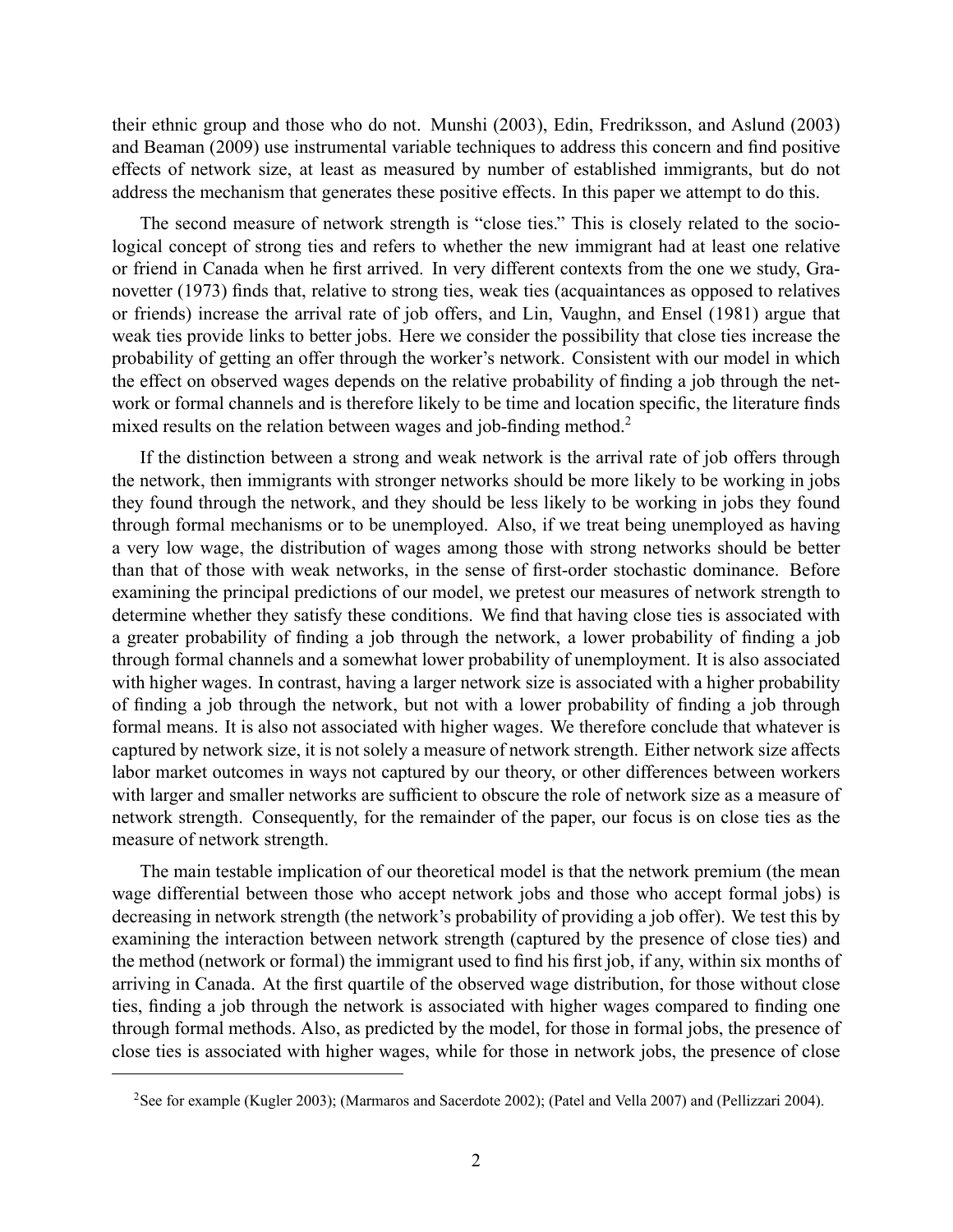their ethnic group and those who do not. Munshi (2003), Edin, Fredriksson, and Aslund (2003) and Beaman (2009) use instrumental variable techniques to address this concern and find positive effects of network size, at least as measured by number of established immigrants, but do not address the mechanism that generates these positive effects. In this paper we attempt to do this.

The second measure of network strength is "close ties." This is closely related to the sociological concept of strong ties and refers to whether the new immigrant had at least one relative or friend in Canada when he first arrived. In very different contexts from the one we study, Granovetter (1973) finds that, relative to strong ties, weak ties (acquaintances as opposed to relatives or friends) increase the arrival rate of job offers, and Lin, Vaughn, and Ensel (1981) argue that weak ties provide links to better jobs. Here we consider the possibility that close ties increase the probability of getting an offer through the worker's network. Consistent with our model in which the effect on observed wages depends on the relative probability of finding a job through the network or formal channels and is therefore likely to be time and location specific, the literature finds mixed results on the relation between wages and job-finding method.[2]

If the distinction between a strong and weak network is the arrival rate of job offers through the network, then immigrants with stronger networks should be more likely to be working in jobs they found through the network, and they should be less likely to be working in jobs they found through formal mechanisms or to be unemployed. Also, if we treat being unemployed as having a very low wage, the distribution of wages among those with strong networks should be better than that of those with weak networks, in the sense of first-order stochastic dominance. Before examining the principal predictions of our model, we pretest our measures of network strength to determine whether they satisfy these conditions. We find that having close ties is associated with a greater probability of finding a job through the network, a lower probability of finding a job through formal channels and a somewhat lower probability of unemployment. It is also associated with higher wages. In contrast, having a larger network size is associated with a higher probability of finding a job through the network, but not with a lower probability of finding a job through formal means. It is also not associated with higher wages. We therefore conclude that whatever is captured by network size, it is not solely a measure of network strength. Either network size affects labor market outcomes in ways not captured by our theory, or other differences between workers with larger and smaller networks are sufficient to obscure the role of network size as a measure of network strength. Consequently, for the remainder of the paper, our focus is on close ties as the measure of network strength.

The main testable implication of our theoretical model is that the network premium (the mean wage differential between those who accept network jobs and those who accept formal jobs) is decreasing in network strength (the network's probability of providing a job offer). We test this by examining the interaction between network strength (captured by the presence of close ties) and the method (network or formal) the immigrant used to find his first job, if any, within six months of arriving in Canada. At the first quartile of the observed wage distribution, for those without close ties, finding a job through the network is associated with higher wages compared to finding one through formal methods. Also, as predicted by the model, for those in formal jobs, the presence of close ties is associated with higher wages, while for those in network jobs, the presence of close

[2] See for example (Kugler 2003); (Marmaros and Sacerdote 2002); (Patel and Vella 2007) and (Pellizzari 2004).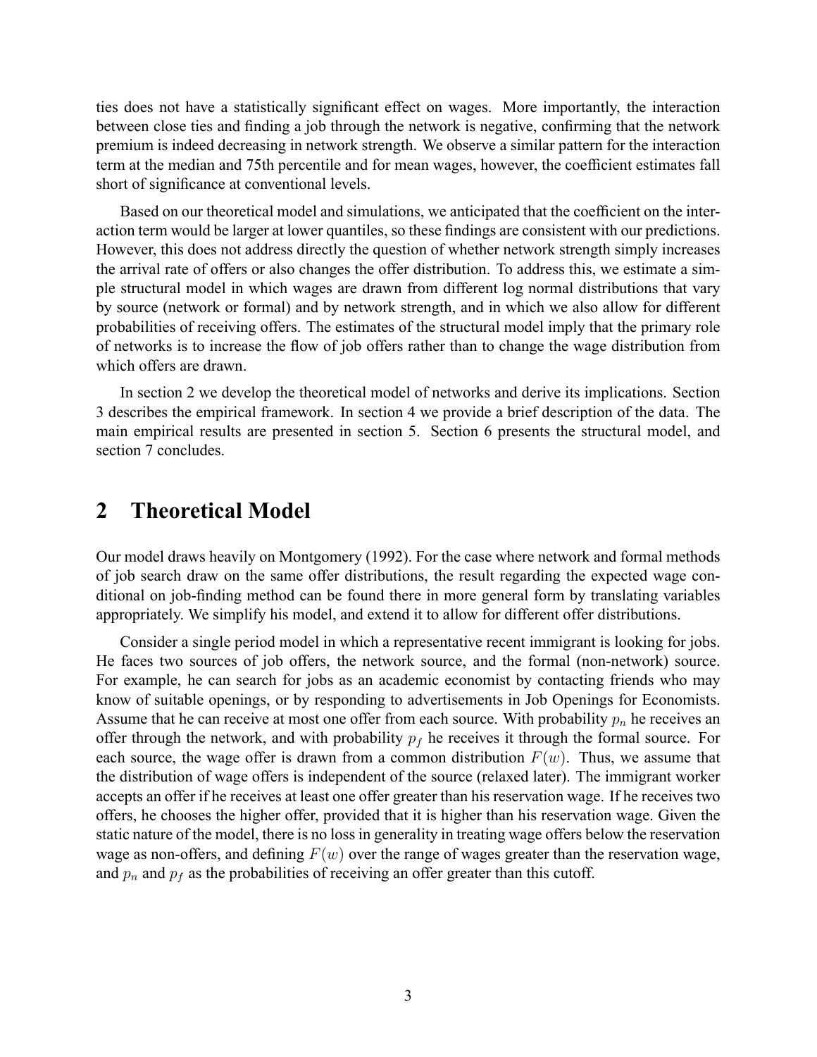ties does not have a statistically significant effect on wages. More importantly, the interaction between close ties and finding a job through the network is negative, confirming that the network premium is indeed decreasing in network strength. We observe a similar pattern for the interaction term at the median and 75th percentile and for mean wages, however, the coefficient estimates fall short of significance at conventional levels.

Based on our theoretical model and simulations, we anticipated that the coefficient on the interaction term would be larger at lower quantiles, so these findings are consistent with our predictions. However, this does not address directly the question of whether network strength simply increases the arrival rate of offers or also changes the offer distribution. To address this, we estimate a simple structural model in which wages are drawn from different log normal distributions that vary by source (network or formal) and by network strength, and in which we also allow for different probabilities of receiving offers. The estimates of the structural model imply that the primary role of networks is to increase the flow of job offers rather than to change the wage distribution from which offers are drawn.

In section 2 we develop the theoretical model of networks and derive its implications. Section 3 describes the empirical framework. In section 4 we provide a brief description of the data. The main empirical results are presented in section 5. Section 6 presents the structural model, and section 7 concludes.

# 2 Theoretical Model

Our model draws heavily on Montgomery (1992). For the case where network and formal methods of job search draw on the same offer distributions, the result regarding the expected wage conditional on job-finding method can be found there in more general form by translating variables appropriately. We simplify his model, and extend it to allow for different offer distributions.

Consider a single period model in which a representative recent immigrant is looking for jobs. He faces two sources of job offers, the network source, and the formal (non-network) source. For example, he can search for jobs as an academic economist by contacting friends who may know of suitable openings, or by responding to advertisements in Job Openings for Economists. Assume that he can receive at most one offer from each source. With probability $p_n$ he receives an offer through the network, and with probability $p_f$ he receives it through the formal source. For each source, the wage offer is drawn from a common distribution $F(w)$. Thus, we assume that the distribution of wage offers is independent of the source (relaxed later). The immigrant worker accepts an offer if he receives at least one offer greater than his reservation wage. If he receives two offers, he chooses the higher offer, provided that it is higher than his reservation wage. Given the static nature of the model, there is no loss in generality in treating wage offers below the reservation wage as non-offers, and defining $F(w)$ over the range of wages greater than the reservation wage, and $p_n$ and $p_f$ as the probabilities of receiving an offer greater than this cutoff.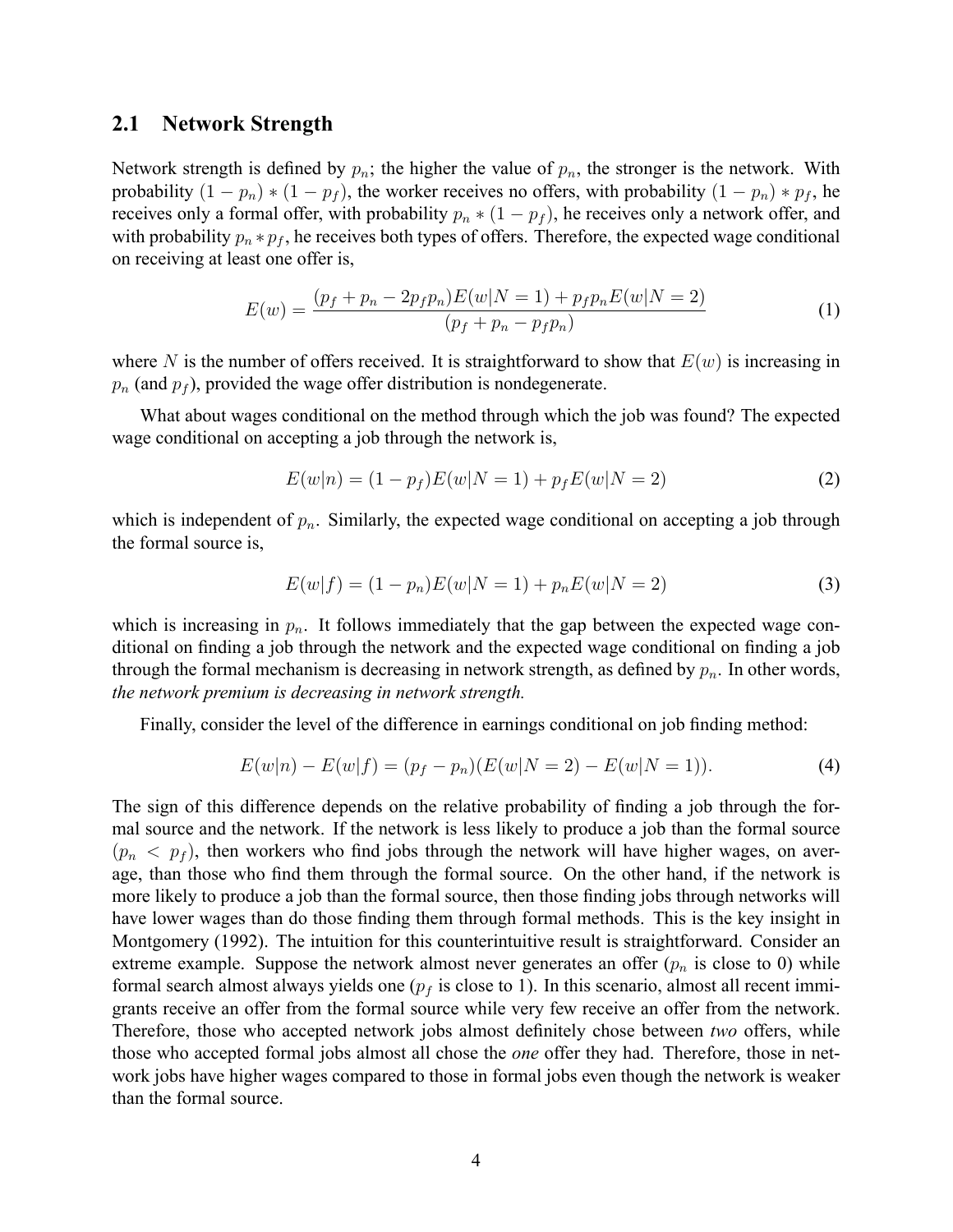## 2.1 Network Strength

Network strength is defined by $p_n$; the higher the value of $p_n$, the stronger is the network. With probability $(1 - p_n) * (1 - p_f)$, the worker receives no offers, with probability $(1 - p_n) * p_f$, he receives only a formal offer, with probability $p_n * (1 - p_f)$, he receives only a network offer, and with probability $p_n * p_f$, he receives both types of offers. Therefore, the expected wage conditional on receiving at least one offer is,

$$E(w) = \frac{(p_f + p_n - 2p_f p_n)E(w|N = 1) + p_f p_n E(w|N = 2)}{(p_f + p_n - p_f p_n)} \tag{1}$$

where $N$ is the number of offers received. It is straightforward to show that $E(w)$ is increasing in $p_n$ (and $p_f$), provided the wage offer distribution is nondegenerate.

What about wages conditional on the method through which the job was found? The expected wage conditional on accepting a job through the network is,

$$E(w|n) = (1 - p_f)E(w|N = 1) + p_f E(w|N = 2) \tag{2}$$

which is independent of $p_n$. Similarly, the expected wage conditional on accepting a job through the formal source is,

$$E(w|f) = (1 - p_n)E(w|N = 1) + p_n E(w|N = 2) \tag{3}$$

which is increasing in $p_n$. It follows immediately that the gap between the expected wage conditional on finding a job through the network and the expected wage conditional on finding a job through the formal mechanism is decreasing in network strength, as defined by $p_n$. In other words, *the network premium is decreasing in network strength.*

Finally, consider the level of the difference in earnings conditional on job finding method:

$$E(w|n) - E(w|f) = (p_f - p_n)(E(w|N = 2) - E(w|N = 1)). \tag{4}$$

The sign of this difference depends on the relative probability of finding a job through the formal source and the network. If the network is less likely to produce a job than the formal source ($p_n < p_f$), then workers who find jobs through the network will have higher wages, on average, than those who find them through the formal source. On the other hand, if the network is more likely to produce a job than the formal source, then those finding jobs through networks will have lower wages than do those finding them through formal methods. This is the key insight in Montgomery (1992). The intuition for this counterintuitive result is straightforward. Consider an extreme example. Suppose the network almost never generates an offer ($p_n$ is close to 0) while formal search almost always yields one ($p_f$ is close to 1). In this scenario, almost all recent immigrants receive an offer from the formal source while very few receive an offer from the network. Therefore, those who accepted network jobs almost definitely chose between *two* offers, while those who accepted formal jobs almost all chose the *one* offer they had. Therefore, those in network jobs have higher wages compared to those in formal jobs even though the network is weaker than the formal source.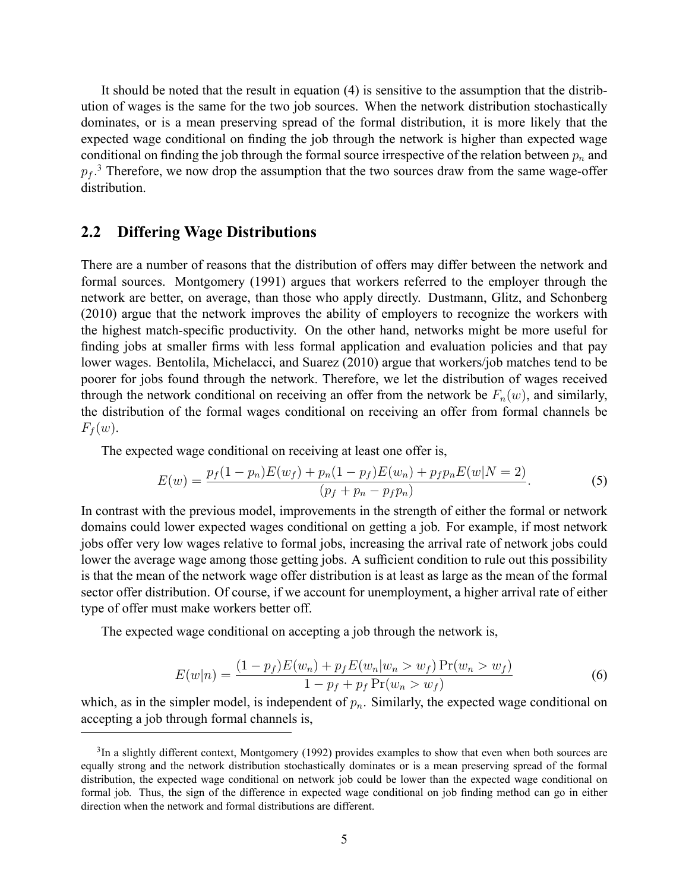It should be noted that the result in equation (4) is sensitive to the assumption that the distribution of wages is the same for the two job sources. When the network distribution stochastically dominates, or is a mean preserving spread of the formal distribution, it is more likely that the expected wage conditional on finding the job through the network is higher than expected wage conditional on finding the job through the formal source irrespective of the relation between $p_n$ and $p_f$.[3] Therefore, we now drop the assumption that the two sources draw from the same wage-offer distribution.

## 2.2 Differing Wage Distributions

There are a number of reasons that the distribution of offers may differ between the network and formal sources. Montgomery (1991) argues that workers referred to the employer through the network are better, on average, than those who apply directly. Dustmann, Glitz, and Schonberg (2010) argue that the network improves the ability of employers to recognize the workers with the highest match-specific productivity. On the other hand, networks might be more useful for finding jobs at smaller firms with less formal application and evaluation policies and that pay lower wages. Bentolila, Michelacci, and Suarez (2010) argue that workers/job matches tend to be poorer for jobs found through the network. Therefore, we let the distribution of wages received through the network conditional on receiving an offer from the network be $F_n(w)$, and similarly, the distribution of the formal wages conditional on receiving an offer from formal channels be $F_f(w)$.

The expected wage conditional on receiving at least one offer is,

$$E(w) = \frac{p_f(1-p_n)E(w_f) + p_n(1-p_f)E(w_n) + p_f p_n E(w|N=2)}{(p_f + p_n - p_f p_n)}. \tag{5}$$

In contrast with the previous model, improvements in the strength of either the formal or network domains could lower expected wages conditional on getting a job. For example, if most network jobs offer very low wages relative to formal jobs, increasing the arrival rate of network jobs could lower the average wage among those getting jobs. A sufficient condition to rule out this possibility is that the mean of the network wage offer distribution is at least as large as the mean of the formal sector offer distribution. Of course, if we account for unemployment, a higher arrival rate of either type of offer must make workers better off.

The expected wage conditional on accepting a job through the network is,

$$E(w|n) = \frac{(1-p_f)E(w_n) + p_f E(w_n|w_n > w_f)\Pr(w_n > w_f)}{1 - p_f + p_f \Pr(w_n > w_f)} \tag{6}$$

which, as in the simpler model, is independent of $p_n$. Similarly, the expected wage conditional on accepting a job through formal channels is,

[3] In a slightly different context, Montgomery (1992) provides examples to show that even when both sources are equally strong and the network distribution stochastically dominates or is a mean preserving spread of the formal distribution, the expected wage conditional on network job could be lower than the expected wage conditional on formal job. Thus, the sign of the difference in expected wage conditional on job finding method can go in either direction when the network and formal distributions are different.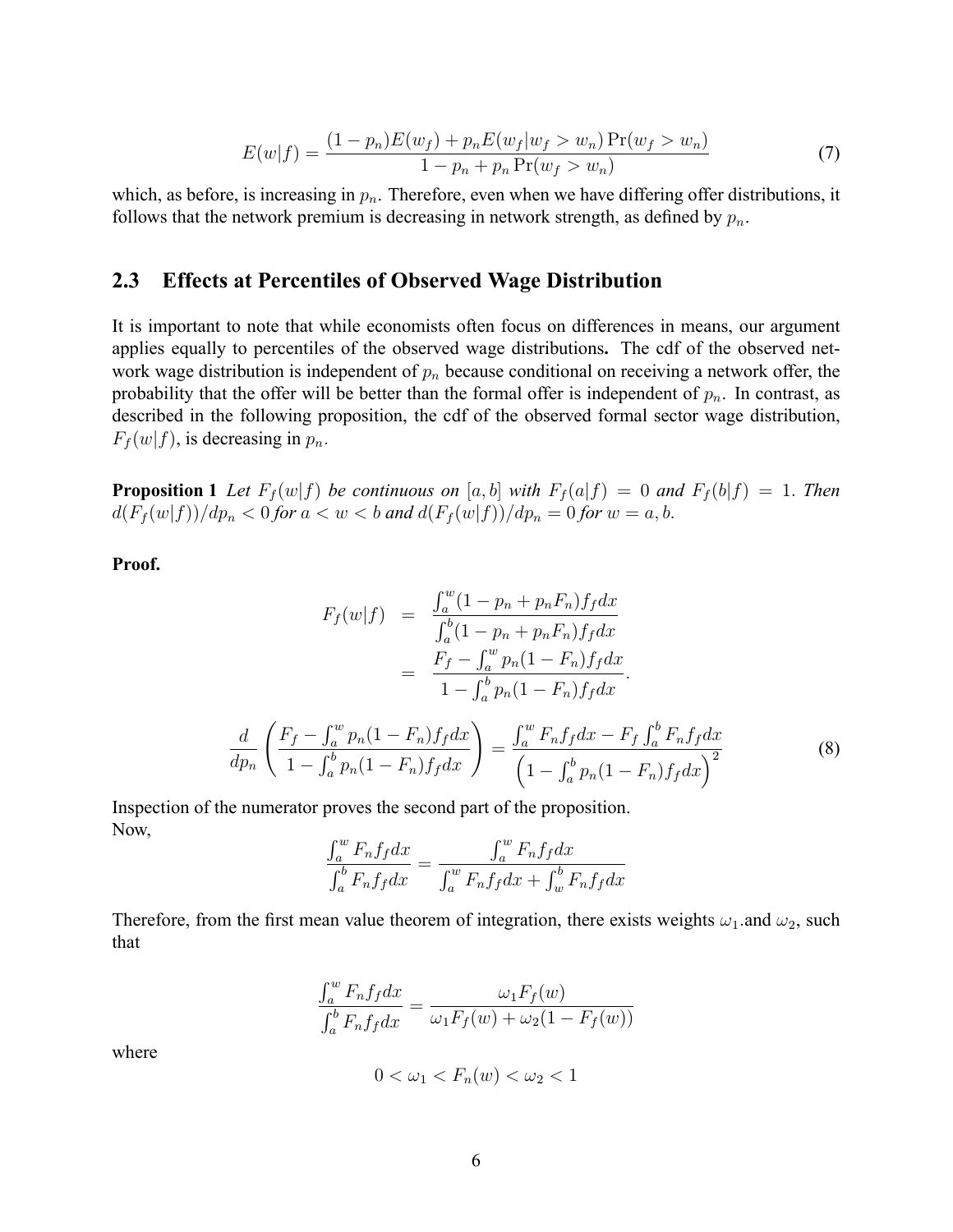$$E(w|f) = \frac{(1-p_n)E(w_f) + p_n E(w_f|w_f > w_n)\Pr(w_f > w_n)}{1 - p_n + p_n \Pr(w_f > w_n)} \tag{7}$$

which, as before, is increasing in $p_n$. Therefore, even when we have differing offer distributions, it follows that the network premium is decreasing in network strength, as defined by $p_n$.

## 2.3 Effects at Percentiles of Observed Wage Distribution

It is important to note that while economists often focus on differences in means, our argument applies equally to percentiles of the observed wage distributions**.** The cdf of the observed network wage distribution is independent of $p_n$ because conditional on receiving a network offer, the probability that the offer will be better than the formal offer is independent of $p_n$. In contrast, as described in the following proposition, the cdf of the observed formal sector wage distribution, $F_f(w|f)$, is decreasing in $p_n$.

**Proposition 1** *Let $F_f(w|f)$ be continuous on $[a, b]$ with $F_f(a|f) = 0$ and $F_f(b|f) = 1$. Then $d(F_f(w|f))/dp_n < 0$ for $a < w < b$ and $d(F_f(w|f))/dp_n = 0$ for $w = a, b$.*

**Proof.**

$$\begin{aligned} F_f(w|f) &= \frac{\int_a^w (1 - p_n + p_n F_n) f_f dx}{\int_a^b (1 - p_n + p_n F_n) f_f dx} \\ &= \frac{F_f - \int_a^w p_n(1 - F_n) f_f dx}{1 - \int_a^b p_n (1 - F_n) f_f dx}. \end{aligned}$$

$$\frac{d}{dp_n}\left(\frac{F_f - \int_a^w p_n(1-F_n)f_f dx}{1 - \int_a^b p_n(1-F_n)f_f dx}\right) = \frac{\int_a^w F_n f_f dx - F_f \int_a^b F_n f_f dx}{\left(1 - \int_a^b p_n(1-F_n)f_f dx\right)^2} \tag{8}$$

Inspection of the numerator proves the second part of the proposition.
Now,

$$\frac{\int_a^w F_n f_f dx}{\int_a^b F_n f_f dx} = \frac{\int_a^w F_n f_f dx}{\int_a^w F_n f_f dx + \int_w^b F_n f_f dx}$$

Therefore, from the first mean value theorem of integration, there exists weights $\omega_1$.and $\omega_2$, such that

$$\frac{\int_a^w F_n f_f dx}{\int_a^b F_n f_f dx} = \frac{\omega_1 F_f(w)}{\omega_1 F_f(w) + \omega_2(1 - F_f(w))}$$

where

$$0 < \omega_1 < F_n(w) < \omega_2 < 1$$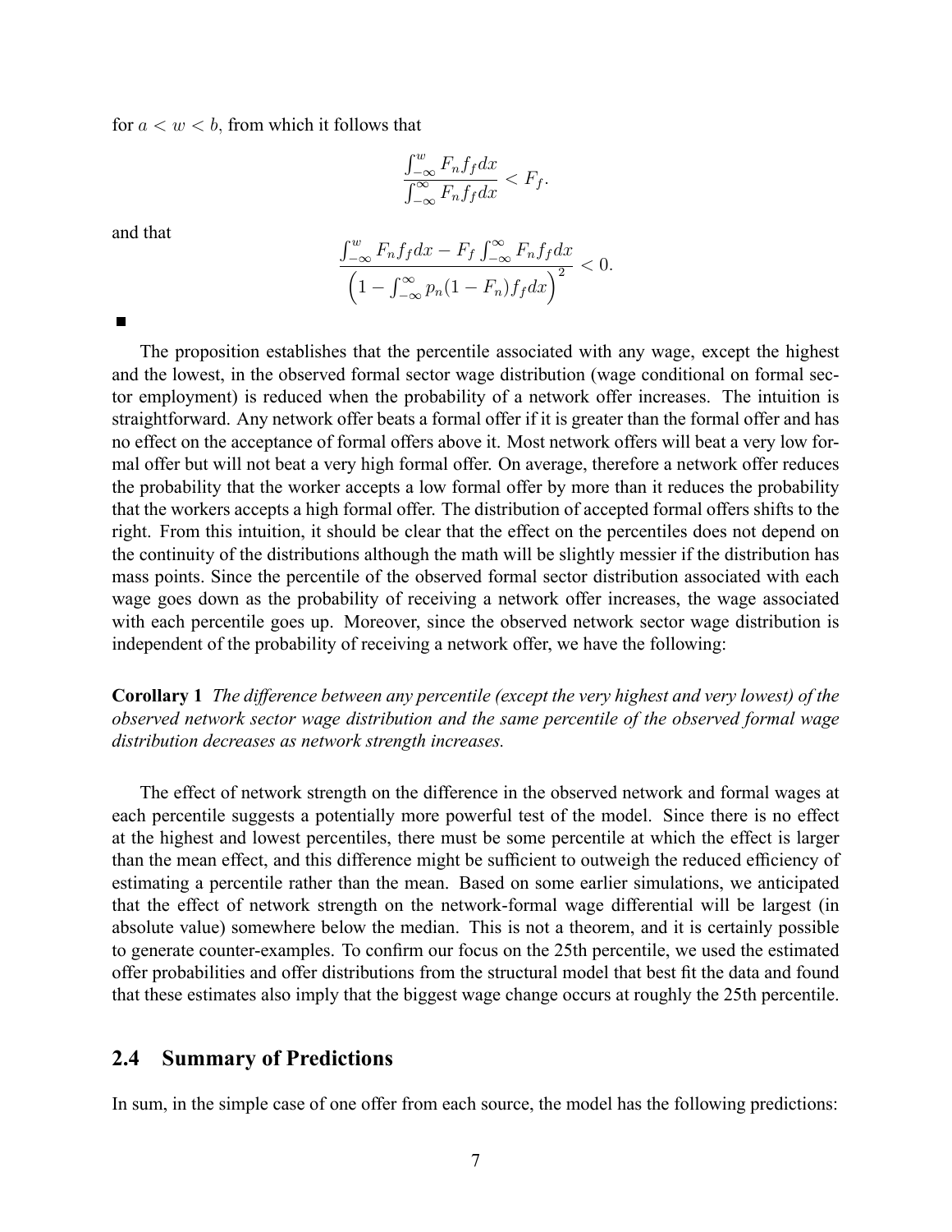for $a < w < b$, from which it follows that

$$\frac{\int_{-\infty}^{w} F_n f_f dx}{\int_{-\infty}^{\infty} F_n f_f dx} < F_f.$$

and that

$$\frac{\int_{-\infty}^{w} F_n f_f dx - F_f \int_{-\infty}^{\infty} F_n f_f dx}{\left(1 - \int_{-\infty}^{\infty} p_n (1 - F_n) f_f dx\right)^2} < 0.$$

■

The proposition establishes that the percentile associated with any wage, except the highest and the lowest, in the observed formal sector wage distribution (wage conditional on formal sector employment) is reduced when the probability of a network offer increases. The intuition is straightforward. Any network offer beats a formal offer if it is greater than the formal offer and has no effect on the acceptance of formal offers above it. Most network offers will beat a very low formal offer but will not beat a very high formal offer. On average, therefore a network offer reduces the probability that the worker accepts a low formal offer by more than it reduces the probability that the workers accepts a high formal offer. The distribution of accepted formal offers shifts to the right. From this intuition, it should be clear that the effect on the percentiles does not depend on the continuity of the distributions although the math will be slightly messier if the distribution has mass points. Since the percentile of the observed formal sector distribution associated with each wage goes down as the probability of receiving a network offer increases, the wage associated with each percentile goes up. Moreover, since the observed network sector wage distribution is independent of the probability of receiving a network offer, we have the following:

**Corollary 1** *The difference between any percentile (except the very highest and very lowest) of the observed network sector wage distribution and the same percentile of the observed formal wage distribution decreases as network strength increases.*

The effect of network strength on the difference in the observed network and formal wages at each percentile suggests a potentially more powerful test of the model. Since there is no effect at the highest and lowest percentiles, there must be some percentile at which the effect is larger than the mean effect, and this difference might be sufficient to outweigh the reduced efficiency of estimating a percentile rather than the mean. Based on some earlier simulations, we anticipated that the effect of network strength on the network-formal wage differential will be largest (in absolute value) somewhere below the median. This is not a theorem, and it is certainly possible to generate counter-examples. To confirm our focus on the 25th percentile, we used the estimated offer probabilities and offer distributions from the structural model that best fit the data and found that these estimates also imply that the biggest wage change occurs at roughly the 25th percentile.

## 2.4 Summary of Predictions

In sum, in the simple case of one offer from each source, the model has the following predictions: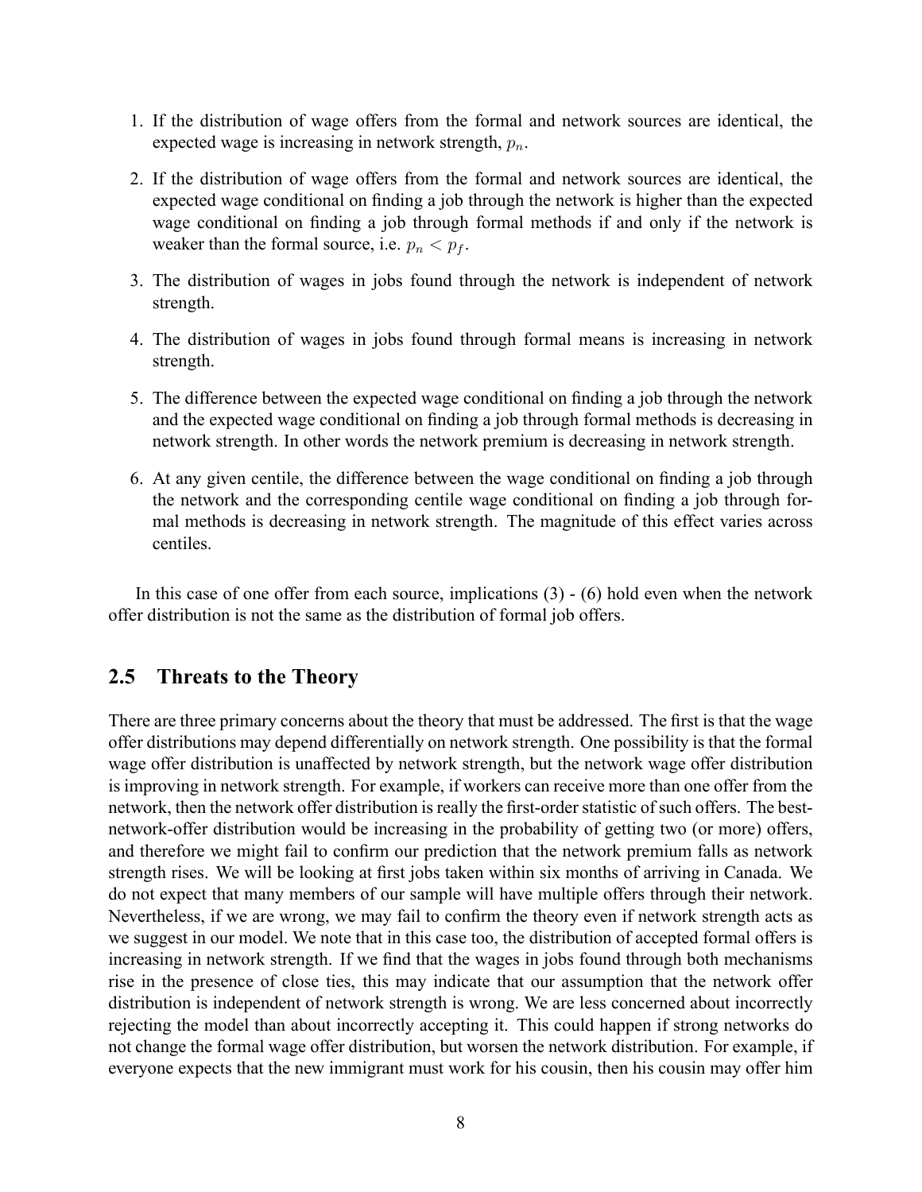1. If the distribution of wage offers from the formal and network sources are identical, the expected wage is increasing in network strength, $p_n$.

2. If the distribution of wage offers from the formal and network sources are identical, the expected wage conditional on finding a job through the network is higher than the expected wage conditional on finding a job through formal methods if and only if the network is weaker than the formal source, i.e. $p_n < p_f$.

3. The distribution of wages in jobs found through the network is independent of network strength.

4. The distribution of wages in jobs found through formal means is increasing in network strength.

5. The difference between the expected wage conditional on finding a job through the network and the expected wage conditional on finding a job through formal methods is decreasing in network strength. In other words the network premium is decreasing in network strength.

6. At any given centile, the difference between the wage conditional on finding a job through the network and the corresponding centile wage conditional on finding a job through formal methods is decreasing in network strength. The magnitude of this effect varies across centiles.

In this case of one offer from each source, implications (3) - (6) hold even when the network offer distribution is not the same as the distribution of formal job offers.

## 2.5 Threats to the Theory

There are three primary concerns about the theory that must be addressed. The first is that the wage offer distributions may depend differentially on network strength. One possibility is that the formal wage offer distribution is unaffected by network strength, but the network wage offer distribution is improving in network strength. For example, if workers can receive more than one offer from the network, then the network offer distribution is really the first-order statistic of such offers. The best-network-offer distribution would be increasing in the probability of getting two (or more) offers, and therefore we might fail to confirm our prediction that the network premium falls as network strength rises. We will be looking at first jobs taken within six months of arriving in Canada. We do not expect that many members of our sample will have multiple offers through their network. Nevertheless, if we are wrong, we may fail to confirm the theory even if network strength acts as we suggest in our model. We note that in this case too, the distribution of accepted formal offers is increasing in network strength. If we find that the wages in jobs found through both mechanisms rise in the presence of close ties, this may indicate that our assumption that the network offer distribution is independent of network strength is wrong. We are less concerned about incorrectly rejecting the model than about incorrectly accepting it. This could happen if strong networks do not change the formal wage offer distribution, but worsen the network distribution. For example, if everyone expects that the new immigrant must work for his cousin, then his cousin may offer him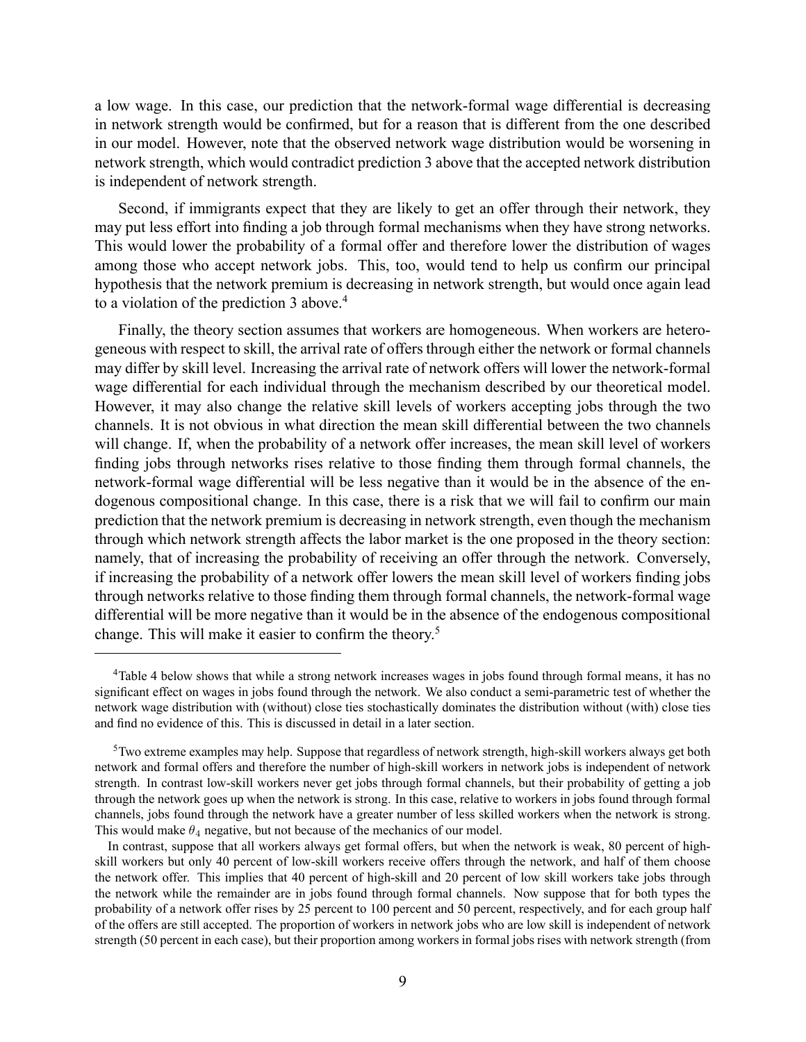a low wage. In this case, our prediction that the network-formal wage differential is decreasing in network strength would be confirmed, but for a reason that is different from the one described in our model. However, note that the observed network wage distribution would be worsening in network strength, which would contradict prediction 3 above that the accepted network distribution is independent of network strength.

Second, if immigrants expect that they are likely to get an offer through their network, they may put less effort into finding a job through formal mechanisms when they have strong networks. This would lower the probability of a formal offer and therefore lower the distribution of wages among those who accept network jobs. This, too, would tend to help us confirm our principal hypothesis that the network premium is decreasing in network strength, but would once again lead to a violation of the prediction 3 above.[4]

Finally, the theory section assumes that workers are homogeneous. When workers are heterogeneous with respect to skill, the arrival rate of offers through either the network or formal channels may differ by skill level. Increasing the arrival rate of network offers will lower the network-formal wage differential for each individual through the mechanism described by our theoretical model. However, it may also change the relative skill levels of workers accepting jobs through the two channels. It is not obvious in what direction the mean skill differential between the two channels will change. If, when the probability of a network offer increases, the mean skill level of workers finding jobs through networks rises relative to those finding them through formal channels, the network-formal wage differential will be less negative than it would be in the absence of the endogenous compositional change. In this case, there is a risk that we will fail to confirm our main prediction that the network premium is decreasing in network strength, even though the mechanism through which network strength affects the labor market is the one proposed in the theory section: namely, that of increasing the probability of receiving an offer through the network. Conversely, if increasing the probability of a network offer lowers the mean skill level of workers finding jobs through networks relative to those finding them through formal channels, the network-formal wage differential will be more negative than it would be in the absence of the endogenous compositional change. This will make it easier to confirm the theory.[5]

---

[4] Table 4 below shows that while a strong network increases wages in jobs found through formal means, it has no significant effect on wages in jobs found through the network. We also conduct a semi-parametric test of whether the network wage distribution with (without) close ties stochastically dominates the distribution without (with) close ties and find no evidence of this. This is discussed in detail in a later section.

[5] Two extreme examples may help. Suppose that regardless of network strength, high-skill workers always get both network and formal offers and therefore the number of high-skill workers in network jobs is independent of network strength. In contrast low-skill workers never get jobs through formal channels, but their probability of getting a job through the network goes up when the network is strong. In this case, relative to workers in jobs found through formal channels, jobs found through the network have a greater number of less skilled workers when the network is strong. This would make $\theta_4$ negative, but not because of the mechanics of our model.

In contrast, suppose that all workers always get formal offers, but when the network is weak, 80 percent of high-skill workers but only 40 percent of low-skill workers receive offers through the network, and half of them choose the network offer. This implies that 40 percent of high-skill and 20 percent of low skill workers take jobs through the network while the remainder are in jobs found through formal channels. Now suppose that for both types the probability of a network offer rises by 25 percent to 100 percent and 50 percent, respectively, and for each group half of the offers are still accepted. The proportion of workers in network jobs who are low skill is independent of network strength (50 percent in each case), but their proportion among workers in formal jobs rises with network strength (from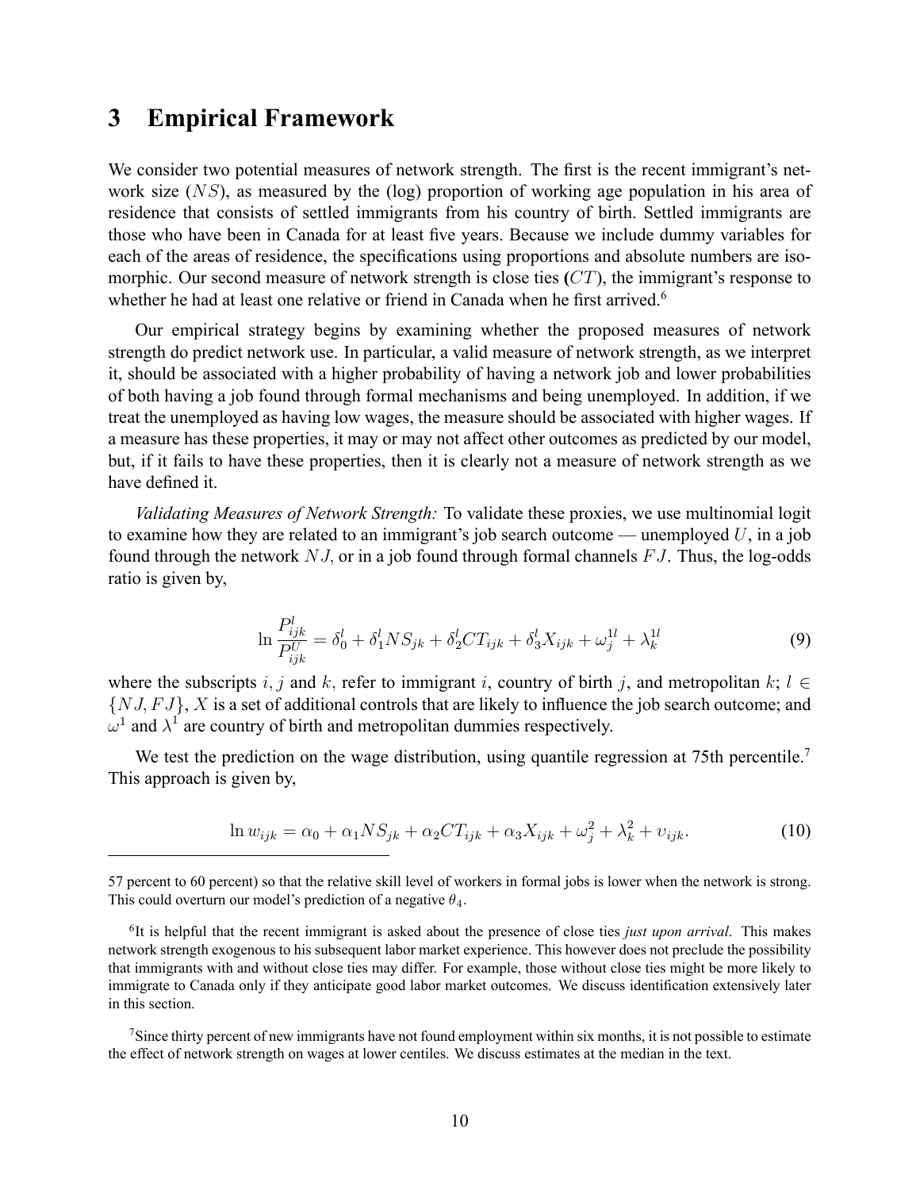## 3 Empirical Framework

We consider two potential measures of network strength. The first is the recent immigrant's network size ($NS$), as measured by the (log) proportion of working age population in his area of residence that consists of settled immigrants from his country of birth. Settled immigrants are those who have been in Canada for at least five years. Because we include dummy variables for each of the areas of residence, the specifications using proportions and absolute numbers are isomorphic. Our second measure of network strength is close ties **(**$CT$**)**, the immigrant's response to whether he had at least one relative or friend in Canada when he first arrived.[6]

Our empirical strategy begins by examining whether the proposed measures of network strength do predict network use. In particular, a valid measure of network strength, as we interpret it, should be associated with a higher probability of having a network job and lower probabilities of both having a job found through formal mechanisms and being unemployed. In addition, if we treat the unemployed as having low wages, the measure should be associated with higher wages. If a measure has these properties, it may or may not affect other outcomes as predicted by our model, but, if it fails to have these properties, then it is clearly not a measure of network strength as we have defined it.

*Validating Measures of Network Strength:* To validate these proxies, we use multinomial logit to examine how they are related to an immigrant's job search outcome — unemployed $U$, in a job found through the network $NJ$, or in a job found through formal channels $FJ$. Thus, the log-odds ratio is given by,

$$\ln \frac{P_{ijk}^{l}}{P_{ijk}^{U}} = \delta_0^l + \delta_1^l NS_{jk} + \delta_2^l CT_{ijk} + \delta_3^l X_{ijk} + \omega_j^{1l} + \lambda_k^{1l} \tag{9}$$

where the subscripts $i, j$ and $k,$ refer to immigrant $i$, country of birth $j$, and metropolitan $k$; $l \in \{NJ, FJ\}$, $X$ is a set of additional controls that are likely to influence the job search outcome; and $\omega^1$ and $\lambda^1$ are country of birth and metropolitan dummies respectively.

We test the prediction on the wage distribution, using quantile regression at 75th percentile.[7] This approach is given by,

$$\ln w_{ijk} = \alpha_0 + \alpha_1 NS_{jk} + \alpha_2 CT_{ijk} + \alpha_3 X_{ijk} + \omega_j^2 + \lambda_k^2 + \upsilon_{ijk}. \tag{10}$$

---

57 percent to 60 percent) so that the relative skill level of workers in formal jobs is lower when the network is strong. This could overturn our model's prediction of a negative $\theta_4$.

[6] It is helpful that the recent immigrant is asked about the presence of close ties *just upon arrival*. This makes network strength exogenous to his subsequent labor market experience. This however does not preclude the possibility that immigrants with and without close ties may differ. For example, those without close ties might be more likely to immigrate to Canada only if they anticipate good labor market outcomes. We discuss identification extensively later in this section.

[7] Since thirty percent of new immigrants have not found employment within six months, it is not possible to estimate the effect of network strength on wages at lower centiles. We discuss estimates at the median in the text.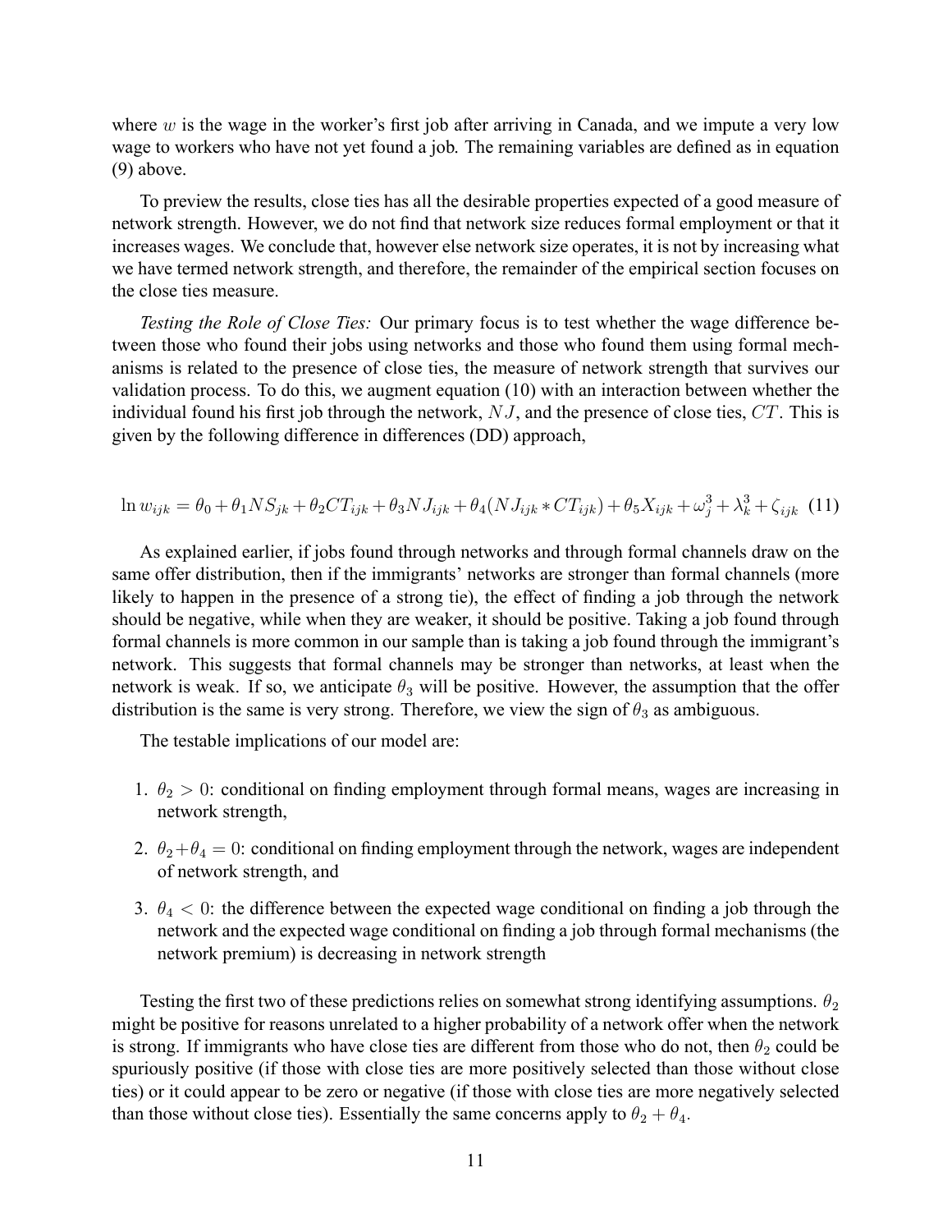where $w$ is the wage in the worker's first job after arriving in Canada, and we impute a very low wage to workers who have not yet found a job. The remaining variables are defined as in equation (9) above.

To preview the results, close ties has all the desirable properties expected of a good measure of network strength. However, we do not find that network size reduces formal employment or that it increases wages. We conclude that, however else network size operates, it is not by increasing what we have termed network strength, and therefore, the remainder of the empirical section focuses on the close ties measure.

*Testing the Role of Close Ties:* Our primary focus is to test whether the wage difference between those who found their jobs using networks and those who found them using formal mechanisms is related to the presence of close ties, the measure of network strength that survives our validation process. To do this, we augment equation (10) with an interaction between whether the individual found his first job through the network, $NJ$, and the presence of close ties, $CT$. This is given by the following difference in differences (DD) approach,

$$\ln w_{ijk} = \theta_0 + \theta_1 NS_{jk} + \theta_2 CT_{ijk} + \theta_3 NJ_{ijk} + \theta_4 (NJ_{ijk} * CT_{ijk}) + \theta_5 X_{ijk} + \omega_j^3 + \lambda_k^3 + \zeta_{ijk} \quad (11)$$

As explained earlier, if jobs found through networks and through formal channels draw on the same offer distribution, then if the immigrants' networks are stronger than formal channels (more likely to happen in the presence of a strong tie), the effect of finding a job through the network should be negative, while when they are weaker, it should be positive. Taking a job found through formal channels is more common in our sample than is taking a job found through the immigrant's network. This suggests that formal channels may be stronger than networks, at least when the network is weak. If so, we anticipate $\theta_3$ will be positive. However, the assumption that the offer distribution is the same is very strong. Therefore, we view the sign of $\theta_3$ as ambiguous.

The testable implications of our model are:

1. $\theta_2 > 0$: conditional on finding employment through formal means, wages are increasing in network strength,
2. $\theta_2 + \theta_4 = 0$: conditional on finding employment through the network, wages are independent of network strength, and
3. $\theta_4 < 0$: the difference between the expected wage conditional on finding a job through the network and the expected wage conditional on finding a job through formal mechanisms (the network premium) is decreasing in network strength

Testing the first two of these predictions relies on somewhat strong identifying assumptions. $\theta_2$ might be positive for reasons unrelated to a higher probability of a network offer when the network is strong. If immigrants who have close ties are different from those who do not, then $\theta_2$ could be spuriously positive (if those with close ties are more positively selected than those without close ties) or it could appear to be zero or negative (if those with close ties are more negatively selected than those without close ties). Essentially the same concerns apply to $\theta_2 + \theta_4$.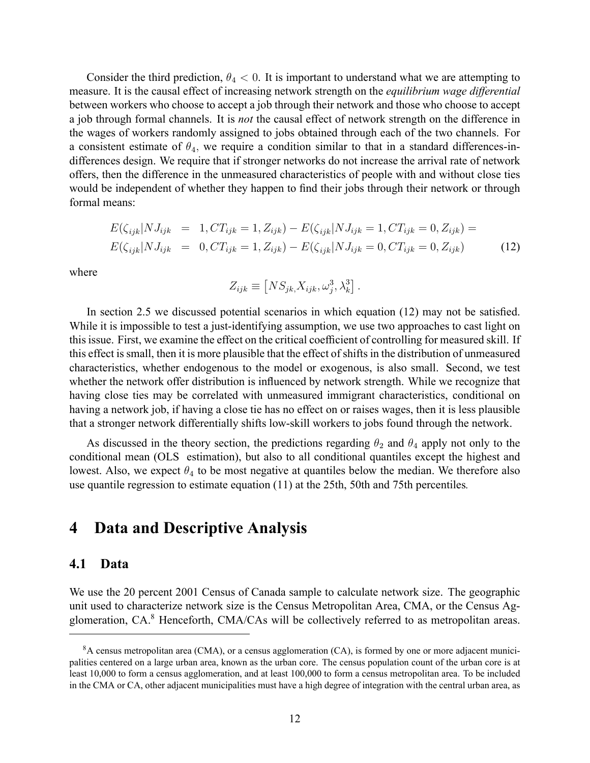Consider the third prediction, $\theta_4 < 0$. It is important to understand what we are attempting to measure. It is the causal effect of increasing network strength on the *equilibrium wage differential* between workers who choose to accept a job through their network and those who choose to accept a job through formal channels. It is *not* the causal effect of network strength on the difference in the wages of workers randomly assigned to jobs obtained through each of the two channels. For a consistent estimate of $\theta_4$, we require a condition similar to that in a standard differences-in-differences design. We require that if stronger networks do not increase the arrival rate of network offers, then the difference in the unmeasured characteristics of people with and without close ties would be independent of whether they happen to find their jobs through their network or through formal means:

$$
\begin{aligned}
E(\zeta_{ijk}|NJ_{ijk} &= 1, CT_{ijk} = 1, Z_{ijk}) - E(\zeta_{ijk}|NJ_{ijk} = 1, CT_{ijk} = 0, Z_{ijk}) = \\
E(\zeta_{ijk}|NJ_{ijk} &= 0, CT_{ijk} = 1, Z_{ijk}) - E(\zeta_{ijk}|NJ_{ijk} = 0, CT_{ijk} = 0, Z_{ijk}) \qquad (12)
\end{aligned}
$$

where

$$
Z_{ijk} \equiv \left[ NS_{jk,} X_{ijk}, \omega_j^3, \lambda_k^3 \right].
$$

In section 2.5 we discussed potential scenarios in which equation (12) may not be satisfied. While it is impossible to test a just-identifying assumption, we use two approaches to cast light on this issue. First, we examine the effect on the critical coefficient of controlling for measured skill. If this effect is small, then it is more plausible that the effect of shifts in the distribution of unmeasured characteristics, whether endogenous to the model or exogenous, is also small. Second, we test whether the network offer distribution is influenced by network strength. While we recognize that having close ties may be correlated with unmeasured immigrant characteristics, conditional on having a network job, if having a close tie has no effect on or raises wages, then it is less plausible that a stronger network differentially shifts low-skill workers to jobs found through the network.

As discussed in the theory section, the predictions regarding $\theta_2$ and $\theta_4$ apply not only to the conditional mean (OLS estimation), but also to all conditional quantiles except the highest and lowest. Also, we expect $\theta_4$ to be most negative at quantiles below the median. We therefore also use quantile regression to estimate equation (11) at the 25th, 50th and 75th percentiles.

# 4 Data and Descriptive Analysis

## 4.1 Data

We use the 20 percent 2001 Census of Canada sample to calculate network size. The geographic unit used to characterize network size is the Census Metropolitan Area, CMA, or the Census Agglomeration, CA.[8] Henceforth, CMA/CAs will be collectively referred to as metropolitan areas.

[8] A census metropolitan area (CMA), or a census agglomeration (CA), is formed by one or more adjacent municipalities centered on a large urban area, known as the urban core. The census population count of the urban core is at least 10,000 to form a census agglomeration, and at least 100,000 to form a census metropolitan area. To be included in the CMA or CA, other adjacent municipalities must have a high degree of integration with the central urban area, as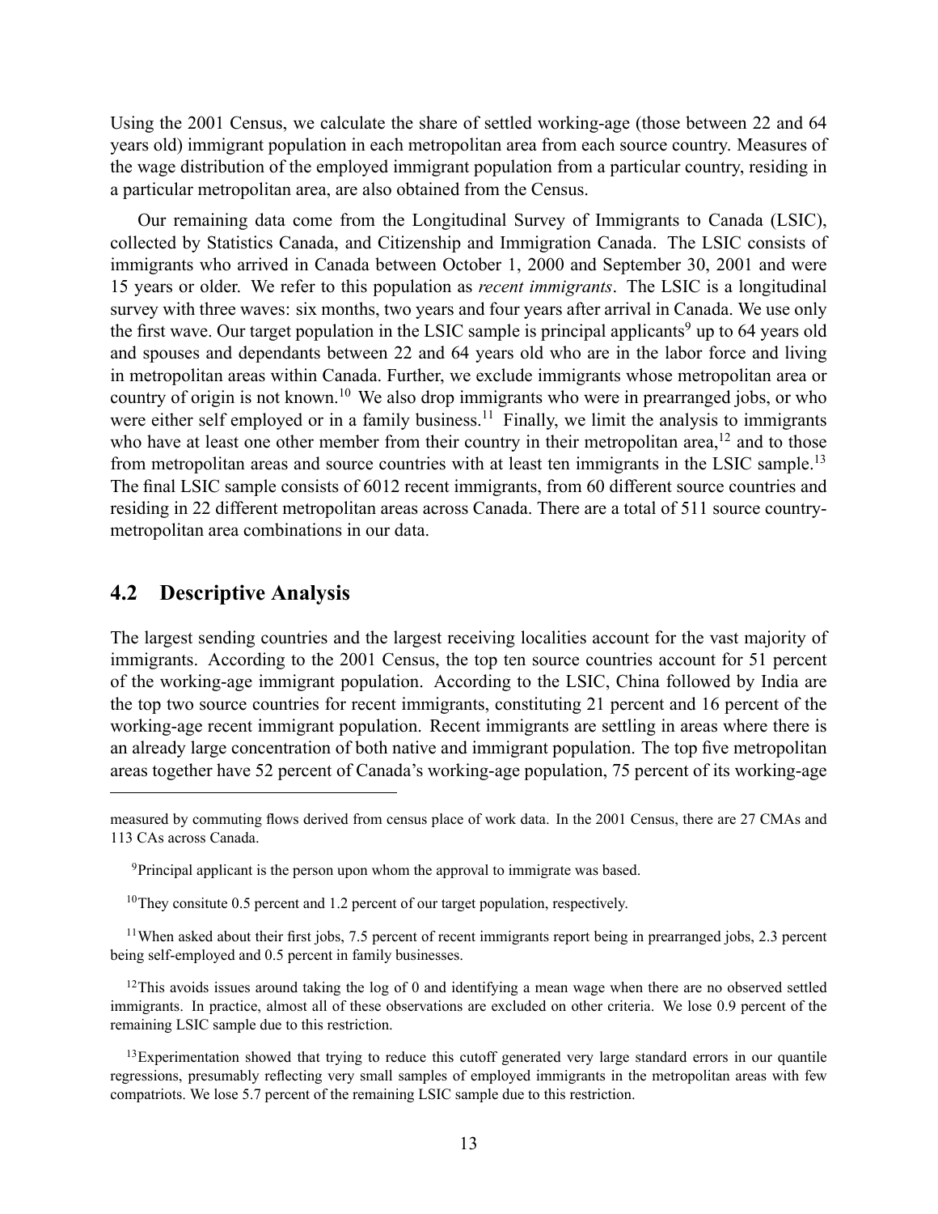Using the 2001 Census, we calculate the share of settled working-age (those between 22 and 64 years old) immigrant population in each metropolitan area from each source country. Measures of the wage distribution of the employed immigrant population from a particular country, residing in a particular metropolitan area, are also obtained from the Census.

Our remaining data come from the Longitudinal Survey of Immigrants to Canada (LSIC), collected by Statistics Canada, and Citizenship and Immigration Canada. The LSIC consists of immigrants who arrived in Canada between October 1, 2000 and September 30, 2001 and were 15 years or older. We refer to this population as *recent immigrants*. The LSIC is a longitudinal survey with three waves: six months, two years and four years after arrival in Canada. We use only the first wave. Our target population in the LSIC sample is principal applicants[9] up to 64 years old and spouses and dependants between 22 and 64 years old who are in the labor force and living in metropolitan areas within Canada. Further, we exclude immigrants whose metropolitan area or country of origin is not known.[10] We also drop immigrants who were in prearranged jobs, or who were either self employed or in a family business.[11] Finally, we limit the analysis to immigrants who have at least one other member from their country in their metropolitan area,[12] and to those from metropolitan areas and source countries with at least ten immigrants in the LSIC sample.[13] The final LSIC sample consists of 6012 recent immigrants, from 60 different source countries and residing in 22 different metropolitan areas across Canada. There are a total of 511 source country-metropolitan area combinations in our data.

## 4.2 Descriptive Analysis

The largest sending countries and the largest receiving localities account for the vast majority of immigrants. According to the 2001 Census, the top ten source countries account for 51 percent of the working-age immigrant population. According to the LSIC, China followed by India are the top two source countries for recent immigrants, constituting 21 percent and 16 percent of the working-age recent immigrant population. Recent immigrants are settling in areas where there is an already large concentration of both native and immigrant population. The top five metropolitan areas together have 52 percent of Canada's working-age population, 75 percent of its working-age

---

measured by commuting flows derived from census place of work data. In the 2001 Census, there are 27 CMAs and 113 CAs across Canada.

[9]Principal applicant is the person upon whom the approval to immigrate was based.

[10]They consitute 0.5 percent and 1.2 percent of our target population, respectively.

[11]When asked about their first jobs, 7.5 percent of recent immigrants report being in prearranged jobs, 2.3 percent being self-employed and 0.5 percent in family businesses.

[12]This avoids issues around taking the log of 0 and identifying a mean wage when there are no observed settled immigrants. In practice, almost all of these observations are excluded on other criteria. We lose 0.9 percent of the remaining LSIC sample due to this restriction.

[13]Experimentation showed that trying to reduce this cutoff generated very large standard errors in our quantile regressions, presumably reflecting very small samples of employed immigrants in the metropolitan areas with few compatriots. We lose 5.7 percent of the remaining LSIC sample due to this restriction.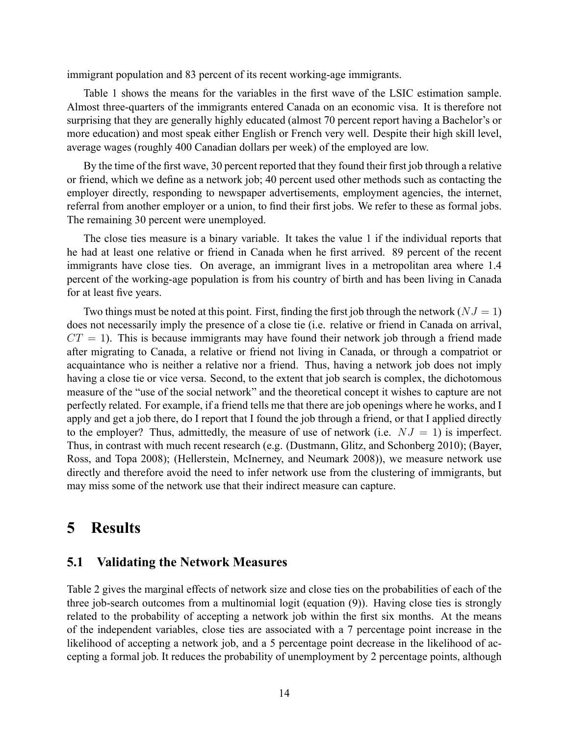immigrant population and 83 percent of its recent working-age immigrants.

Table 1 shows the means for the variables in the first wave of the LSIC estimation sample. Almost three-quarters of the immigrants entered Canada on an economic visa. It is therefore not surprising that they are generally highly educated (almost 70 percent report having a Bachelor's or more education) and most speak either English or French very well. Despite their high skill level, average wages (roughly 400 Canadian dollars per week) of the employed are low.

By the time of the first wave, 30 percent reported that they found their first job through a relative or friend, which we define as a network job; 40 percent used other methods such as contacting the employer directly, responding to newspaper advertisements, employment agencies, the internet, referral from another employer or a union, to find their first jobs. We refer to these as formal jobs. The remaining 30 percent were unemployed.

The close ties measure is a binary variable. It takes the value 1 if the individual reports that he had at least one relative or friend in Canada when he first arrived. 89 percent of the recent immigrants have close ties. On average, an immigrant lives in a metropolitan area where 1.4 percent of the working-age population is from his country of birth and has been living in Canada for at least five years.

Two things must be noted at this point. First, finding the first job through the network ($NJ = 1$) does not necessarily imply the presence of a close tie (i.e. relative or friend in Canada on arrival, $CT = 1$). This is because immigrants may have found their network job through a friend made after migrating to Canada, a relative or friend not living in Canada, or through a compatriot or acquaintance who is neither a relative nor a friend. Thus, having a network job does not imply having a close tie or vice versa. Second, to the extent that job search is complex, the dichotomous measure of the "use of the social network" and the theoretical concept it wishes to capture are not perfectly related. For example, if a friend tells me that there are job openings where he works, and I apply and get a job there, do I report that I found the job through a friend, or that I applied directly to the employer? Thus, admittedly, the measure of use of network (i.e. $NJ = 1$) is imperfect. Thus, in contrast with much recent research (e.g. (Dustmann, Glitz, and Schonberg 2010); (Bayer, Ross, and Topa 2008); (Hellerstein, McInerney, and Neumark 2008)), we measure network use directly and therefore avoid the need to infer network use from the clustering of immigrants, but may miss some of the network use that their indirect measure can capture.

# 5 Results

## 5.1 Validating the Network Measures

Table 2 gives the marginal effects of network size and close ties on the probabilities of each of the three job-search outcomes from a multinomial logit (equation (9)). Having close ties is strongly related to the probability of accepting a network job within the first six months. At the means of the independent variables, close ties are associated with a 7 percentage point increase in the likelihood of accepting a network job, and a 5 percentage point decrease in the likelihood of accepting a formal job. It reduces the probability of unemployment by 2 percentage points, although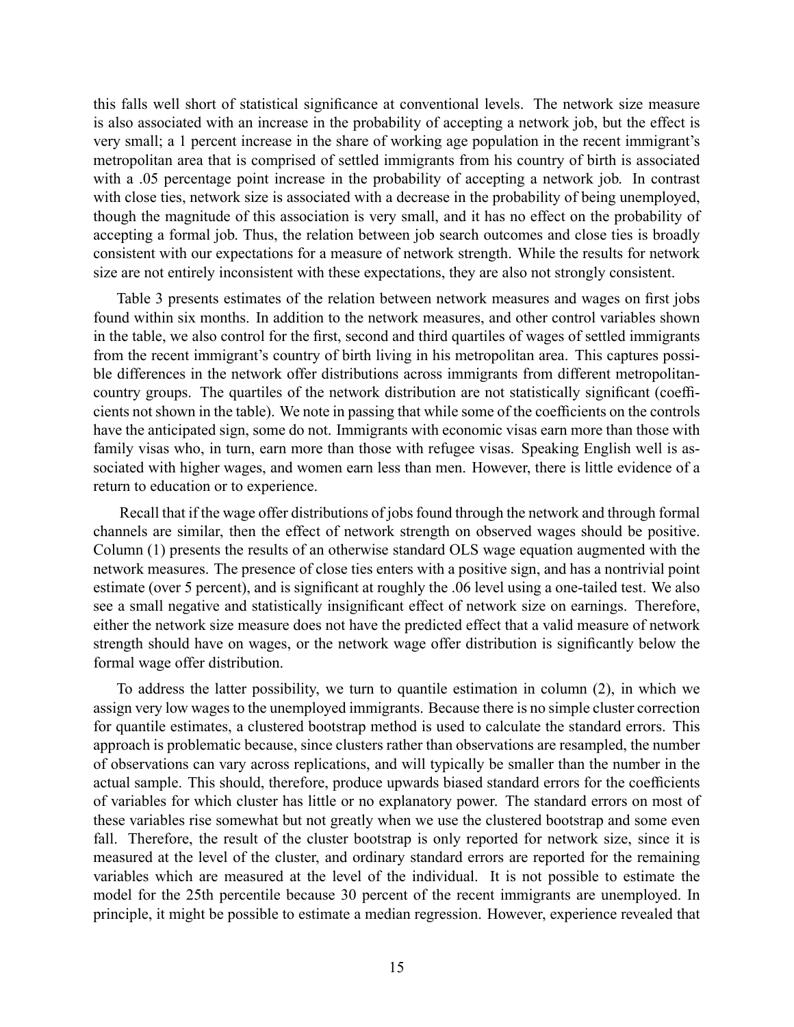this falls well short of statistical significance at conventional levels. The network size measure is also associated with an increase in the probability of accepting a network job, but the effect is very small; a 1 percent increase in the share of working age population in the recent immigrant's metropolitan area that is comprised of settled immigrants from his country of birth is associated with a .05 percentage point increase in the probability of accepting a network job. In contrast with close ties, network size is associated with a decrease in the probability of being unemployed, though the magnitude of this association is very small, and it has no effect on the probability of accepting a formal job. Thus, the relation between job search outcomes and close ties is broadly consistent with our expectations for a measure of network strength. While the results for network size are not entirely inconsistent with these expectations, they are also not strongly consistent.

Table 3 presents estimates of the relation between network measures and wages on first jobs found within six months. In addition to the network measures, and other control variables shown in the table, we also control for the first, second and third quartiles of wages of settled immigrants from the recent immigrant's country of birth living in his metropolitan area. This captures possible differences in the network offer distributions across immigrants from different metropolitan-country groups. The quartiles of the network distribution are not statistically significant (coefficients not shown in the table). We note in passing that while some of the coefficients on the controls have the anticipated sign, some do not. Immigrants with economic visas earn more than those with family visas who, in turn, earn more than those with refugee visas. Speaking English well is associated with higher wages, and women earn less than men. However, there is little evidence of a return to education or to experience.

Recall that if the wage offer distributions of jobs found through the network and through formal channels are similar, then the effect of network strength on observed wages should be positive. Column (1) presents the results of an otherwise standard OLS wage equation augmented with the network measures. The presence of close ties enters with a positive sign, and has a nontrivial point estimate (over 5 percent), and is significant at roughly the .06 level using a one-tailed test. We also see a small negative and statistically insignificant effect of network size on earnings. Therefore, either the network size measure does not have the predicted effect that a valid measure of network strength should have on wages, or the network wage offer distribution is significantly below the formal wage offer distribution.

To address the latter possibility, we turn to quantile estimation in column (2), in which we assign very low wages to the unemployed immigrants. Because there is no simple cluster correction for quantile estimates, a clustered bootstrap method is used to calculate the standard errors. This approach is problematic because, since clusters rather than observations are resampled, the number of observations can vary across replications, and will typically be smaller than the number in the actual sample. This should, therefore, produce upwards biased standard errors for the coefficients of variables for which cluster has little or no explanatory power. The standard errors on most of these variables rise somewhat but not greatly when we use the clustered bootstrap and some even fall. Therefore, the result of the cluster bootstrap is only reported for network size, since it is measured at the level of the cluster, and ordinary standard errors are reported for the remaining variables which are measured at the level of the individual. It is not possible to estimate the model for the 25th percentile because 30 percent of the recent immigrants are unemployed. In principle, it might be possible to estimate a median regression. However, experience revealed that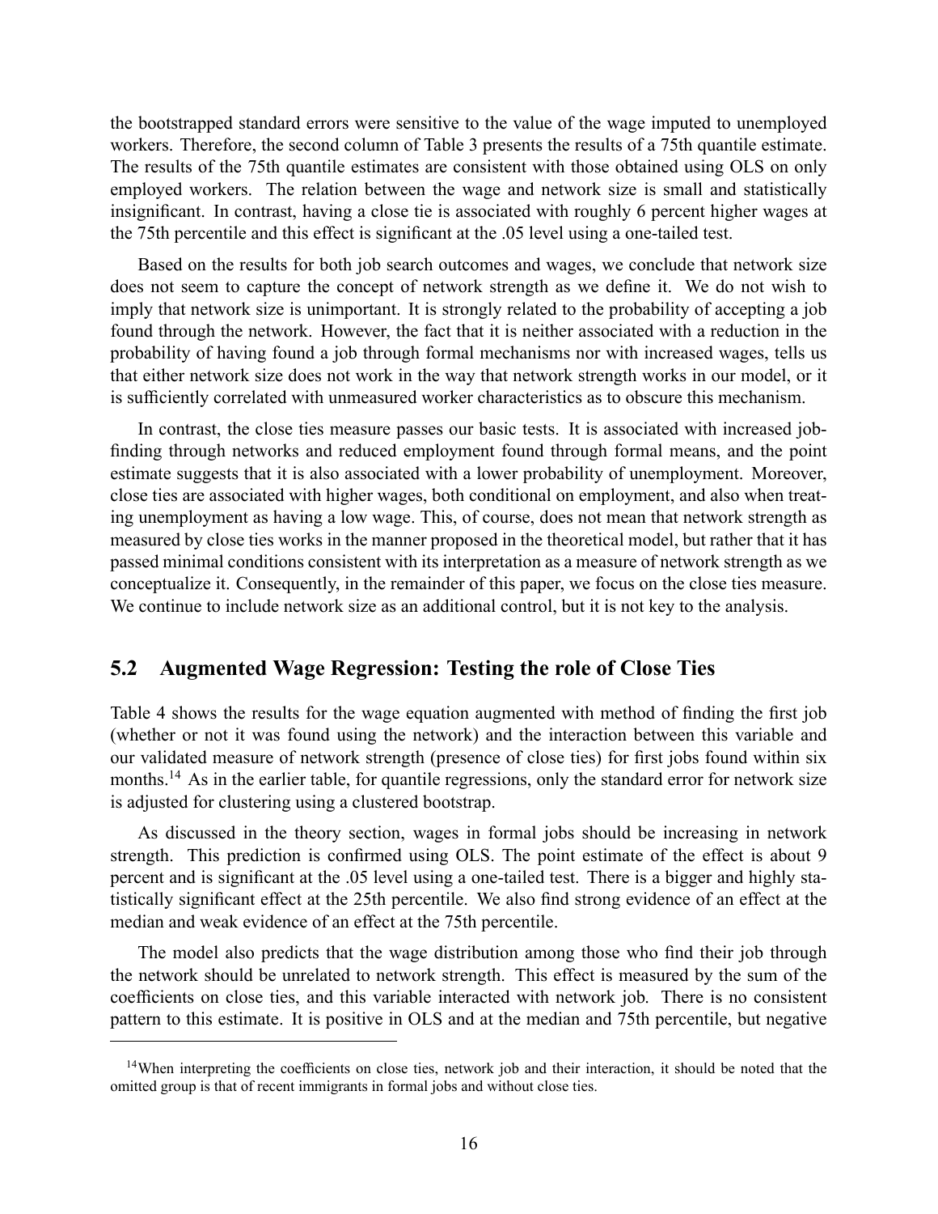the bootstrapped standard errors were sensitive to the value of the wage imputed to unemployed workers. Therefore, the second column of Table 3 presents the results of a 75th quantile estimate. The results of the 75th quantile estimates are consistent with those obtained using OLS on only employed workers. The relation between the wage and network size is small and statistically insignificant. In contrast, having a close tie is associated with roughly 6 percent higher wages at the 75th percentile and this effect is significant at the .05 level using a one-tailed test.

Based on the results for both job search outcomes and wages, we conclude that network size does not seem to capture the concept of network strength as we define it. We do not wish to imply that network size is unimportant. It is strongly related to the probability of accepting a job found through the network. However, the fact that it is neither associated with a reduction in the probability of having found a job through formal mechanisms nor with increased wages, tells us that either network size does not work in the way that network strength works in our model, or it is sufficiently correlated with unmeasured worker characteristics as to obscure this mechanism.

In contrast, the close ties measure passes our basic tests. It is associated with increased job-finding through networks and reduced employment found through formal means, and the point estimate suggests that it is also associated with a lower probability of unemployment. Moreover, close ties are associated with higher wages, both conditional on employment, and also when treating unemployment as having a low wage. This, of course, does not mean that network strength as measured by close ties works in the manner proposed in the theoretical model, but rather that it has passed minimal conditions consistent with its interpretation as a measure of network strength as we conceptualize it. Consequently, in the remainder of this paper, we focus on the close ties measure. We continue to include network size as an additional control, but it is not key to the analysis.

## 5.2 Augmented Wage Regression: Testing the role of Close Ties

Table 4 shows the results for the wage equation augmented with method of finding the first job (whether or not it was found using the network) and the interaction between this variable and our validated measure of network strength (presence of close ties) for first jobs found within six months.[14] As in the earlier table, for quantile regressions, only the standard error for network size is adjusted for clustering using a clustered bootstrap.

As discussed in the theory section, wages in formal jobs should be increasing in network strength. This prediction is confirmed using OLS. The point estimate of the effect is about 9 percent and is significant at the .05 level using a one-tailed test. There is a bigger and highly statistically significant effect at the 25th percentile. We also find strong evidence of an effect at the median and weak evidence of an effect at the 75th percentile.

The model also predicts that the wage distribution among those who find their job through the network should be unrelated to network strength. This effect is measured by the sum of the coefficients on close ties, and this variable interacted with network job. There is no consistent pattern to this estimate. It is positive in OLS and at the median and 75th percentile, but negative

[14] When interpreting the coefficients on close ties, network job and their interaction, it should be noted that the omitted group is that of recent immigrants in formal jobs and without close ties.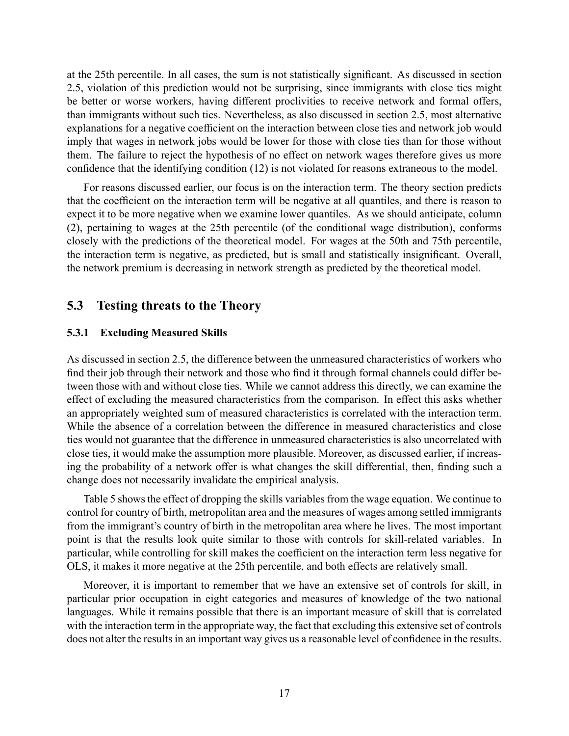at the 25th percentile. In all cases, the sum is not statistically significant. As discussed in section 2.5, violation of this prediction would not be surprising, since immigrants with close ties might be better or worse workers, having different proclivities to receive network and formal offers, than immigrants without such ties. Nevertheless, as also discussed in section 2.5, most alternative explanations for a negative coefficient on the interaction between close ties and network job would imply that wages in network jobs would be lower for those with close ties than for those without them. The failure to reject the hypothesis of no effect on network wages therefore gives us more confidence that the identifying condition (12) is not violated for reasons extraneous to the model.

For reasons discussed earlier, our focus is on the interaction term. The theory section predicts that the coefficient on the interaction term will be negative at all quantiles, and there is reason to expect it to be more negative when we examine lower quantiles. As we should anticipate, column (2), pertaining to wages at the 25th percentile (of the conditional wage distribution), conforms closely with the predictions of the theoretical model. For wages at the 50th and 75th percentile, the interaction term is negative, as predicted, but is small and statistically insignificant. Overall, the network premium is decreasing in network strength as predicted by the theoretical model.

## 5.3 Testing threats to the Theory

### 5.3.1 Excluding Measured Skills

As discussed in section 2.5, the difference between the unmeasured characteristics of workers who find their job through their network and those who find it through formal channels could differ between those with and without close ties. While we cannot address this directly, we can examine the effect of excluding the measured characteristics from the comparison. In effect this asks whether an appropriately weighted sum of measured characteristics is correlated with the interaction term. While the absence of a correlation between the difference in measured characteristics and close ties would not guarantee that the difference in unmeasured characteristics is also uncorrelated with close ties, it would make the assumption more plausible. Moreover, as discussed earlier, if increasing the probability of a network offer is what changes the skill differential, then, finding such a change does not necessarily invalidate the empirical analysis.

Table 5 shows the effect of dropping the skills variables from the wage equation. We continue to control for country of birth, metropolitan area and the measures of wages among settled immigrants from the immigrant's country of birth in the metropolitan area where he lives. The most important point is that the results look quite similar to those with controls for skill-related variables. In particular, while controlling for skill makes the coefficient on the interaction term less negative for OLS, it makes it more negative at the 25th percentile, and both effects are relatively small.

Moreover, it is important to remember that we have an extensive set of controls for skill, in particular prior occupation in eight categories and measures of knowledge of the two national languages. While it remains possible that there is an important measure of skill that is correlated with the interaction term in the appropriate way, the fact that excluding this extensive set of controls does not alter the results in an important way gives us a reasonable level of confidence in the results.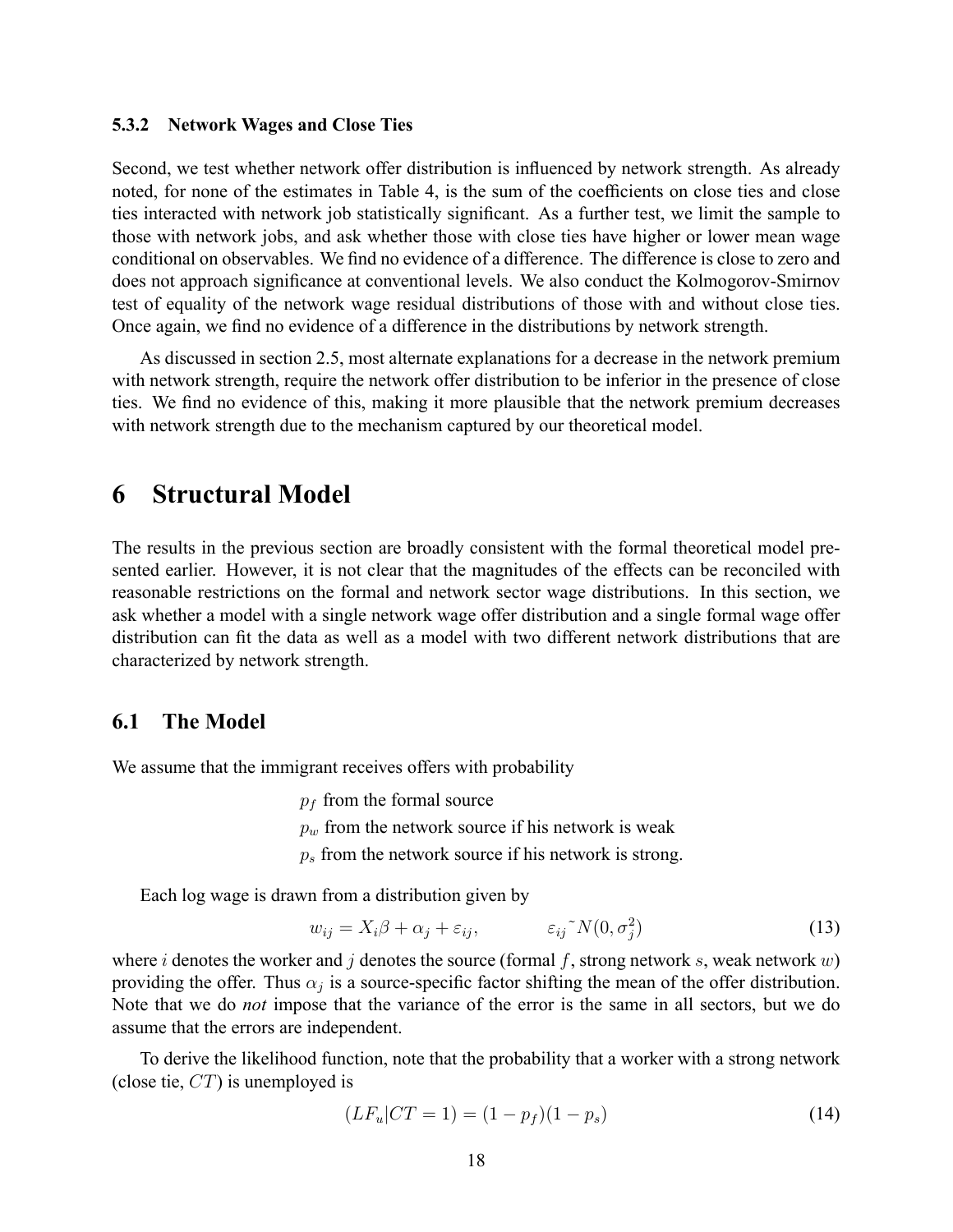### 5.3.2 Network Wages and Close Ties

Second, we test whether network offer distribution is influenced by network strength. As already noted, for none of the estimates in Table 4, is the sum of the coefficients on close ties and close ties interacted with network job statistically significant. As a further test, we limit the sample to those with network jobs, and ask whether those with close ties have higher or lower mean wage conditional on observables. We find no evidence of a difference. The difference is close to zero and does not approach significance at conventional levels. We also conduct the Kolmogorov-Smirnov test of equality of the network wage residual distributions of those with and without close ties. Once again, we find no evidence of a difference in the distributions by network strength.

As discussed in section 2.5, most alternate explanations for a decrease in the network premium with network strength, require the network offer distribution to be inferior in the presence of close ties. We find no evidence of this, making it more plausible that the network premium decreases with network strength due to the mechanism captured by our theoretical model.

# 6 Structural Model

The results in the previous section are broadly consistent with the formal theoretical model presented earlier. However, it is not clear that the magnitudes of the effects can be reconciled with reasonable restrictions on the formal and network sector wage distributions. In this section, we ask whether a model with a single network wage offer distribution and a single formal wage offer distribution can fit the data as well as a model with two different network distributions that are characterized by network strength.

## 6.1 The Model

We assume that the immigrant receives offers with probability

$p_f$ from the formal source
$p_w$ from the network source if his network is weak
$p_s$ from the network source if his network is strong.

Each log wage is drawn from a distribution given by

$$w_{ij} = X_i\beta + \alpha_j + \varepsilon_{ij}, \qquad \varepsilon_{ij} \sim N(0, \sigma_j^2) \tag{13}$$

where $i$ denotes the worker and $j$ denotes the source (formal $f$, strong network $s$, weak network $w$) providing the offer. Thus $\alpha_j$ is a source-specific factor shifting the mean of the offer distribution. Note that we do *not* impose that the variance of the error is the same in all sectors, but we do assume that the errors are independent.

To derive the likelihood function, note that the probability that a worker with a strong network (close tie, $CT$) is unemployed is

$$(LF_u|CT = 1) = (1 - p_f)(1 - p_s) \tag{14}$$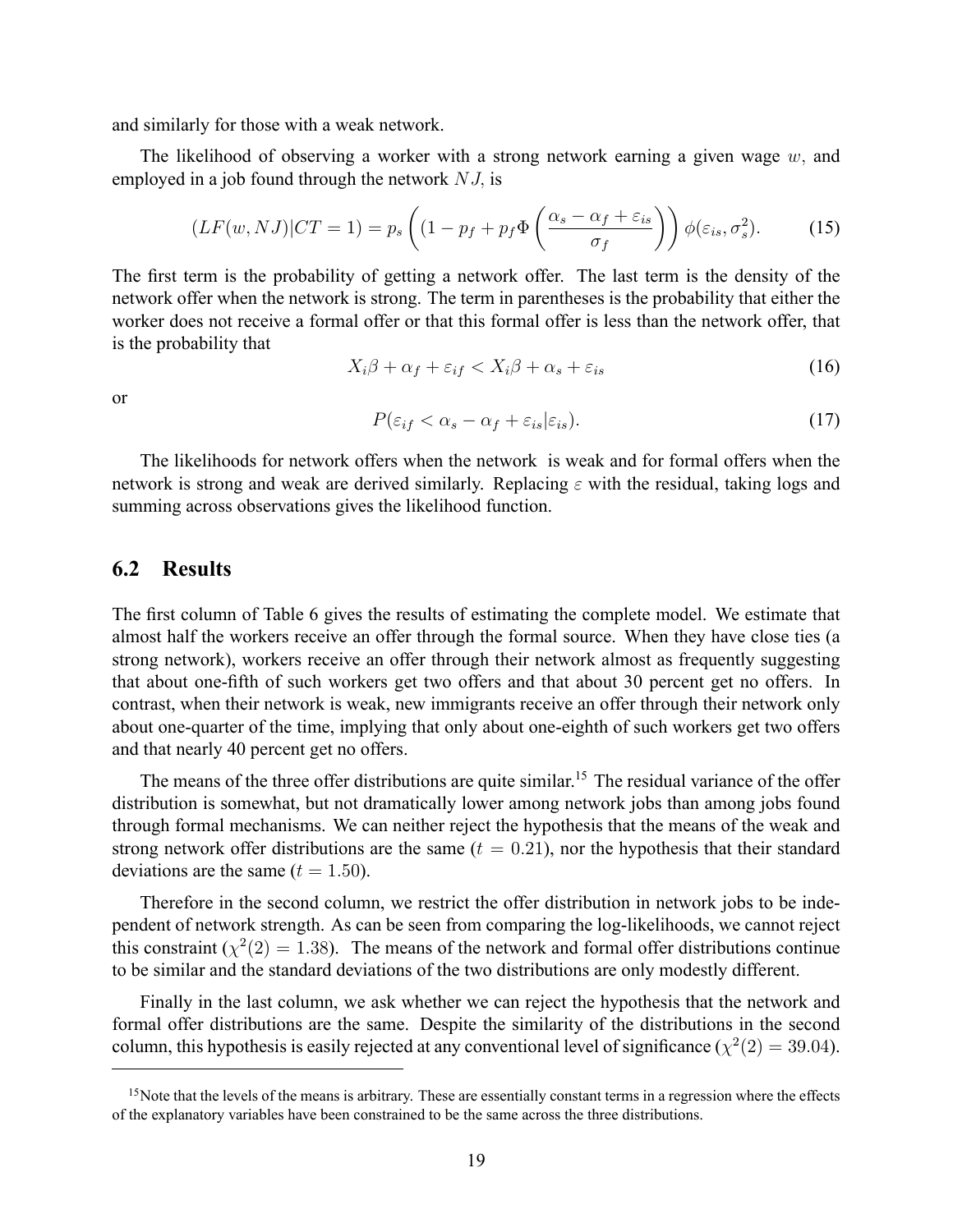and similarly for those with a weak network.

The likelihood of observing a worker with a strong network earning a given wage $w$, and employed in a job found through the network $NJ$, is

$$(LF(w, NJ)|CT = 1) = p_s \left( (1 - p_f + p_f \Phi \left( \frac{\alpha_s - \alpha_f + \varepsilon_{is}}{\sigma_f} \right) \right) \phi(\varepsilon_{is}, \sigma_s^2). \tag{15}$$

The first term is the probability of getting a network offer. The last term is the density of the network offer when the network is strong. The term in parentheses is the probability that either the worker does not receive a formal offer or that this formal offer is less than the network offer, that is the probability that

$$X_i\beta + \alpha_f + \varepsilon_{if} < X_i\beta + \alpha_s + \varepsilon_{is} \tag{16}$$

or

$$P(\varepsilon_{if} < \alpha_s - \alpha_f + \varepsilon_{is}|\varepsilon_{is}). \tag{17}$$

The likelihoods for network offers when the network is weak and for formal offers when the network is strong and weak are derived similarly. Replacing $\varepsilon$ with the residual, taking logs and summing across observations gives the likelihood function.

## 6.2 Results

The first column of Table 6 gives the results of estimating the complete model. We estimate that almost half the workers receive an offer through the formal source. When they have close ties (a strong network), workers receive an offer through their network almost as frequently suggesting that about one-fifth of such workers get two offers and that about 30 percent get no offers. In contrast, when their network is weak, new immigrants receive an offer through their network only about one-quarter of the time, implying that only about one-eighth of such workers get two offers and that nearly 40 percent get no offers.

The means of the three offer distributions are quite similar.[15] The residual variance of the offer distribution is somewhat, but not dramatically lower among network jobs than among jobs found through formal mechanisms. We can neither reject the hypothesis that the means of the weak and strong network offer distributions are the same ($t = 0.21$), nor the hypothesis that their standard deviations are the same ($t = 1.50$).

Therefore in the second column, we restrict the offer distribution in network jobs to be independent of network strength. As can be seen from comparing the log-likelihoods, we cannot reject this constraint ($\chi^2(2) = 1.38$). The means of the network and formal offer distributions continue to be similar and the standard deviations of the two distributions are only modestly different.

Finally in the last column, we ask whether we can reject the hypothesis that the network and formal offer distributions are the same. Despite the similarity of the distributions in the second column, this hypothesis is easily rejected at any conventional level of significance ($\chi^2(2) = 39.04$).

[15] Note that the levels of the means is arbitrary. These are essentially constant terms in a regression where the effects of the explanatory variables have been constrained to be the same across the three distributions.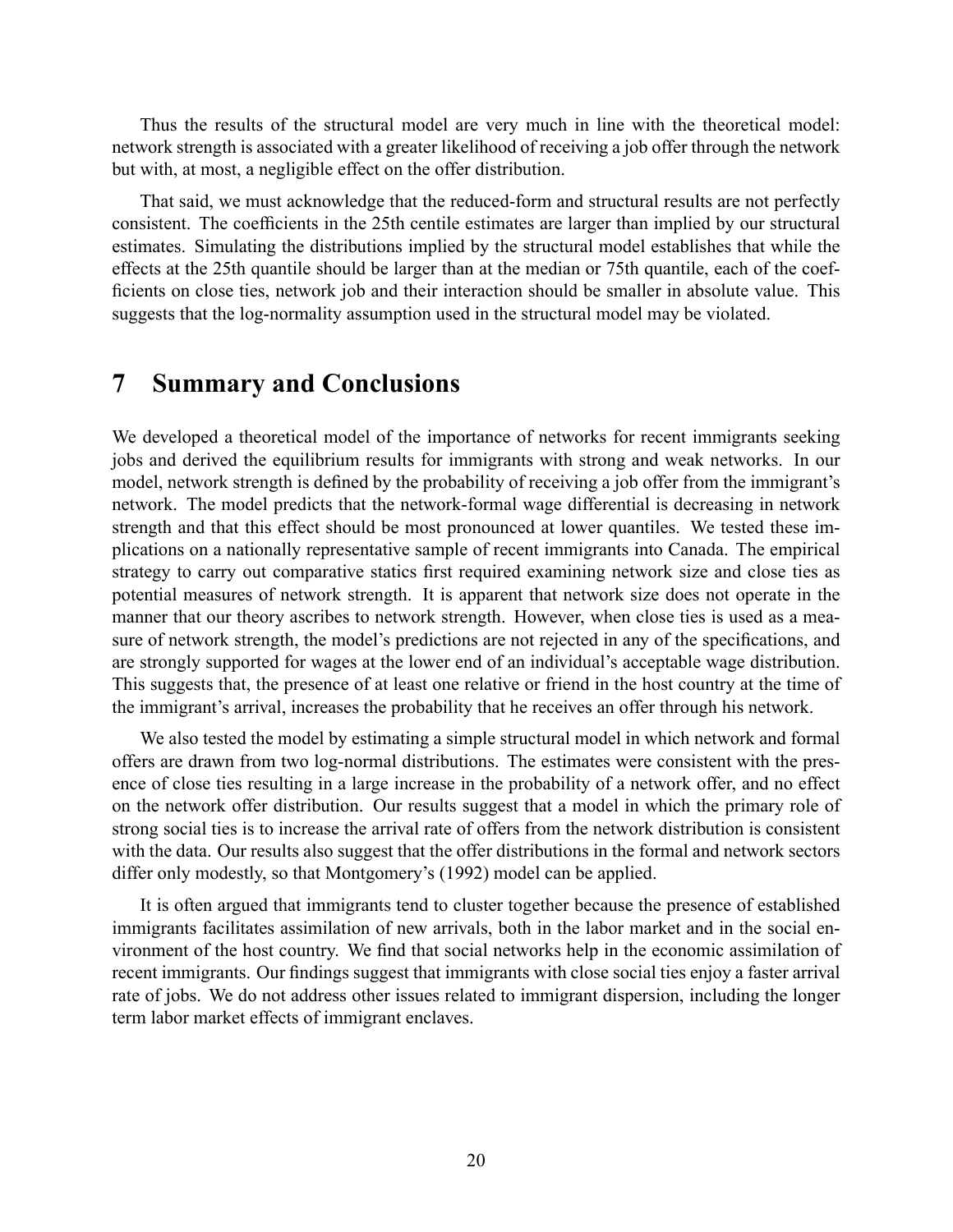Thus the results of the structural model are very much in line with the theoretical model: network strength is associated with a greater likelihood of receiving a job offer through the network but with, at most, a negligible effect on the offer distribution.

That said, we must acknowledge that the reduced-form and structural results are not perfectly consistent. The coefficients in the 25th centile estimates are larger than implied by our structural estimates. Simulating the distributions implied by the structural model establishes that while the effects at the 25th quantile should be larger than at the median or 75th quantile, each of the coefficients on close ties, network job and their interaction should be smaller in absolute value. This suggests that the log-normality assumption used in the structural model may be violated.

# 7 Summary and Conclusions

We developed a theoretical model of the importance of networks for recent immigrants seeking jobs and derived the equilibrium results for immigrants with strong and weak networks. In our model, network strength is defined by the probability of receiving a job offer from the immigrant's network. The model predicts that the network-formal wage differential is decreasing in network strength and that this effect should be most pronounced at lower quantiles. We tested these implications on a nationally representative sample of recent immigrants into Canada. The empirical strategy to carry out comparative statics first required examining network size and close ties as potential measures of network strength. It is apparent that network size does not operate in the manner that our theory ascribes to network strength. However, when close ties is used as a measure of network strength, the model's predictions are not rejected in any of the specifications, and are strongly supported for wages at the lower end of an individual's acceptable wage distribution. This suggests that, the presence of at least one relative or friend in the host country at the time of the immigrant's arrival, increases the probability that he receives an offer through his network.

We also tested the model by estimating a simple structural model in which network and formal offers are drawn from two log-normal distributions. The estimates were consistent with the presence of close ties resulting in a large increase in the probability of a network offer, and no effect on the network offer distribution. Our results suggest that a model in which the primary role of strong social ties is to increase the arrival rate of offers from the network distribution is consistent with the data. Our results also suggest that the offer distributions in the formal and network sectors differ only modestly, so that Montgomery's (1992) model can be applied.

It is often argued that immigrants tend to cluster together because the presence of established immigrants facilitates assimilation of new arrivals, both in the labor market and in the social environment of the host country. We find that social networks help in the economic assimilation of recent immigrants. Our findings suggest that immigrants with close social ties enjoy a faster arrival rate of jobs. We do not address other issues related to immigrant dispersion, including the longer term labor market effects of immigrant enclaves.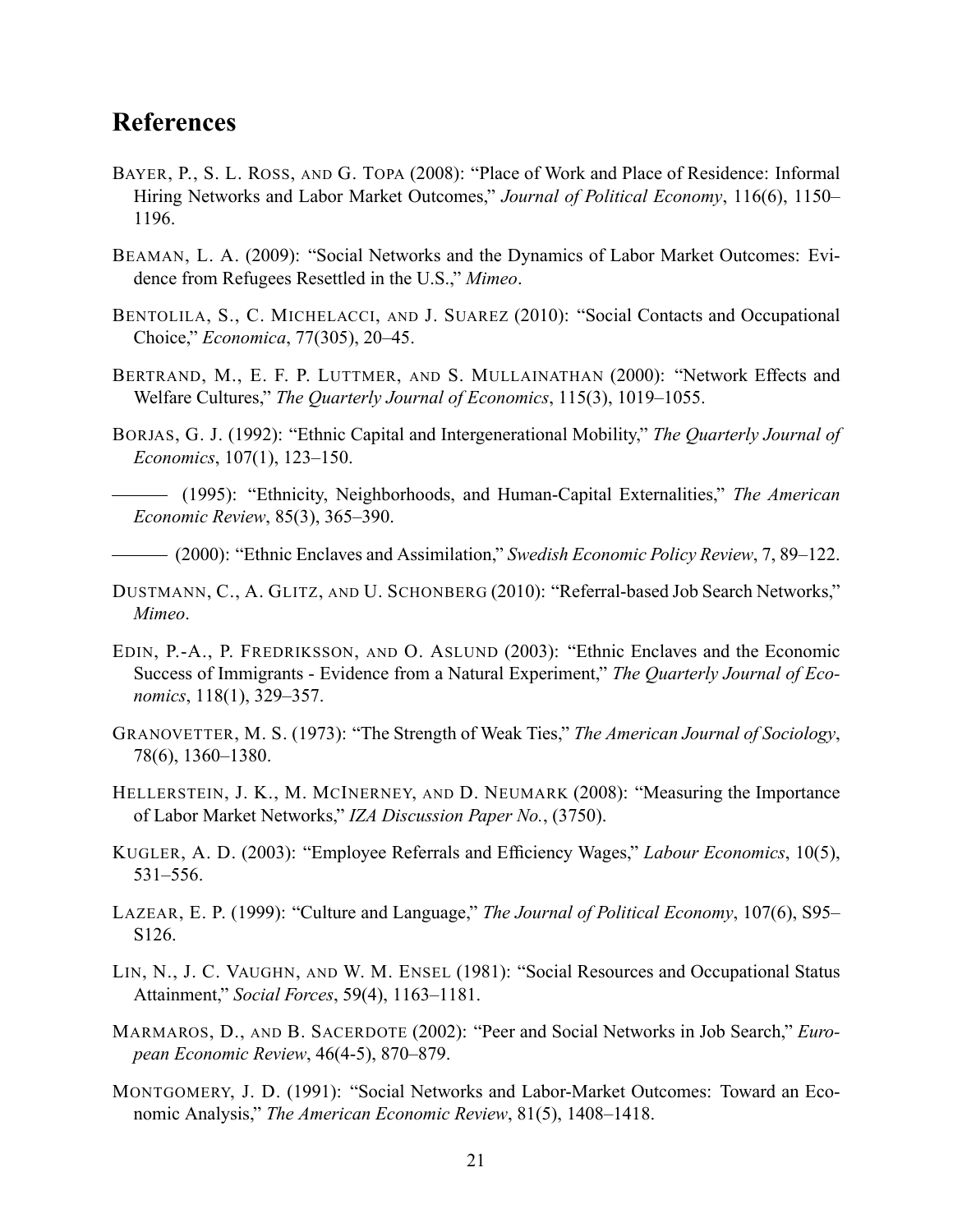## References

BAYER, P., S. L. ROSS, AND G. TOPA (2008): "Place of Work and Place of Residence: Informal Hiring Networks and Labor Market Outcomes," *Journal of Political Economy*, 116(6), 1150–1196.

BEAMAN, L. A. (2009): "Social Networks and the Dynamics of Labor Market Outcomes: Evidence from Refugees Resettled in the U.S.," *Mimeo*.

BENTOLILA, S., C. MICHELACCI, AND J. SUAREZ (2010): "Social Contacts and Occupational Choice," *Economica*, 77(305), 20–45.

BERTRAND, M., E. F. P. LUTTMER, AND S. MULLAINATHAN (2000): "Network Effects and Welfare Cultures," *The Quarterly Journal of Economics*, 115(3), 1019–1055.

BORJAS, G. J. (1992): "Ethnic Capital and Intergenerational Mobility," *The Quarterly Journal of Economics*, 107(1), 123–150.

——— (1995): "Ethnicity, Neighborhoods, and Human-Capital Externalities," *The American Economic Review*, 85(3), 365–390.

——— (2000): "Ethnic Enclaves and Assimilation," *Swedish Economic Policy Review*, 7, 89–122.

DUSTMANN, C., A. GLITZ, AND U. SCHONBERG (2010): "Referral-based Job Search Networks," *Mimeo*.

EDIN, P.-A., P. FREDRIKSSON, AND O. ASLUND (2003): "Ethnic Enclaves and the Economic Success of Immigrants - Evidence from a Natural Experiment," *The Quarterly Journal of Economics*, 118(1), 329–357.

GRANOVETTER, M. S. (1973): "The Strength of Weak Ties," *The American Journal of Sociology*, 78(6), 1360–1380.

HELLERSTEIN, J. K., M. MCINERNEY, AND D. NEUMARK (2008): "Measuring the Importance of Labor Market Networks," *IZA Discussion Paper No.*, (3750).

KUGLER, A. D. (2003): "Employee Referrals and Efficiency Wages," *Labour Economics*, 10(5), 531–556.

LAZEAR, E. P. (1999): "Culture and Language," *The Journal of Political Economy*, 107(6), S95–S126.

LIN, N., J. C. VAUGHN, AND W. M. ENSEL (1981): "Social Resources and Occupational Status Attainment," *Social Forces*, 59(4), 1163–1181.

MARMAROS, D., AND B. SACERDOTE (2002): "Peer and Social Networks in Job Search," *European Economic Review*, 46(4-5), 870–879.

MONTGOMERY, J. D. (1991): "Social Networks and Labor-Market Outcomes: Toward an Economic Analysis," *The American Economic Review*, 81(5), 1408–1418.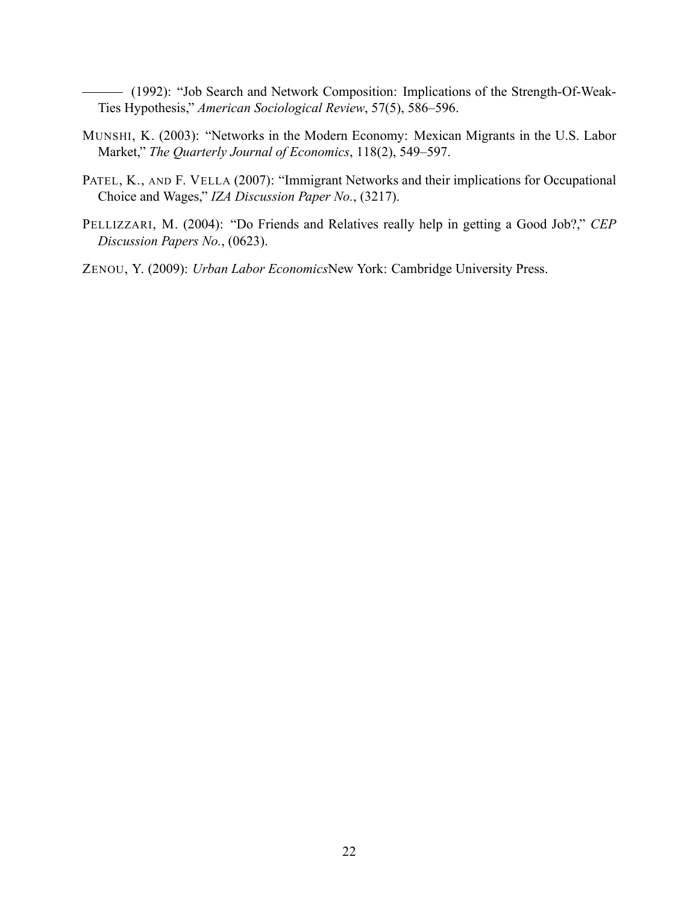——— (1992): "Job Search and Network Composition: Implications of the Strength-Of-Weak-Ties Hypothesis," *American Sociological Review*, 57(5), 586–596.

MUNSHI, K. (2003): "Networks in the Modern Economy: Mexican Migrants in the U.S. Labor Market," *The Quarterly Journal of Economics*, 118(2), 549–597.

PATEL, K., AND F. VELLA (2007): "Immigrant Networks and their implications for Occupational Choice and Wages," *IZA Discussion Paper No.*, (3217).

PELLIZZARI, M. (2004): "Do Friends and Relatives really help in getting a Good Job?," *CEP Discussion Papers No.*, (0623).

ZENOU, Y. (2009): *Urban Labor Economics*New York: Cambridge University Press.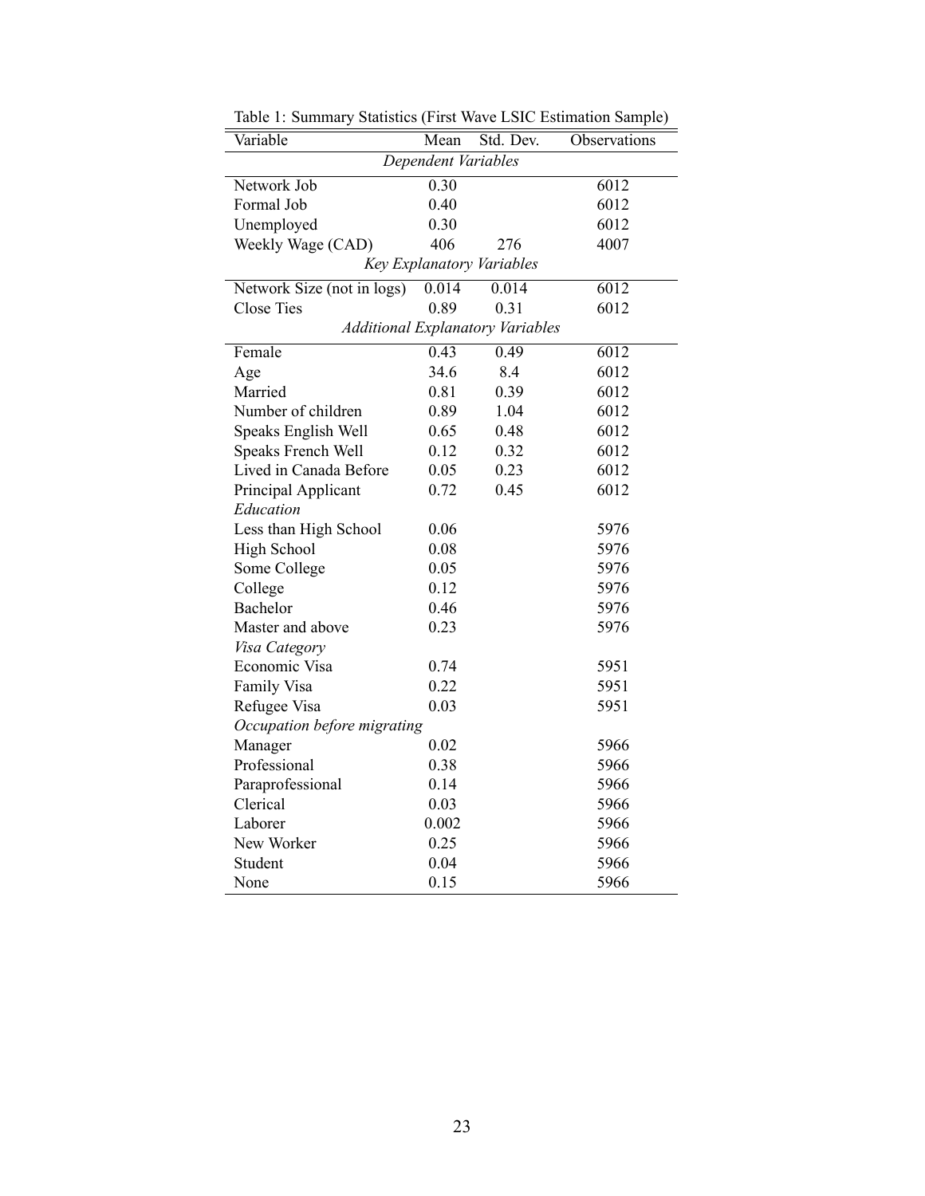Table 1: Summary Statistics (First Wave LSIC Estimation Sample)

| Variable | Mean | Std. Dev. | Observations |
|---|---|---|---|
| *Dependent Variables* | | | |
| Network Job | 0.30 | | 6012 |
| Formal Job | 0.40 | | 6012 |
| Unemployed | 0.30 | | 6012 |
| Weekly Wage (CAD) | 406 | 276 | 4007 |
| *Key Explanatory Variables* | | | |
| Network Size (not in logs) | 0.014 | 0.014 | 6012 |
| Close Ties | 0.89 | 0.31 | 6012 |
| *Additional Explanatory Variables* | | | |
| Female | 0.43 | 0.49 | 6012 |
| Age | 34.6 | 8.4 | 6012 |
| Married | 0.81 | 0.39 | 6012 |
| Number of children | 0.89 | 1.04 | 6012 |
| Speaks English Well | 0.65 | 0.48 | 6012 |
| Speaks French Well | 0.12 | 0.32 | 6012 |
| Lived in Canada Before | 0.05 | 0.23 | 6012 |
| Principal Applicant | 0.72 | 0.45 | 6012 |
| *Education* | | | |
| Less than High School | 0.06 | | 5976 |
| High School | 0.08 | | 5976 |
| Some College | 0.05 | | 5976 |
| College | 0.12 | | 5976 |
| Bachelor | 0.46 | | 5976 |
| Master and above | 0.23 | | 5976 |
| *Visa Category* | | | |
| Economic Visa | 0.74 | | 5951 |
| Family Visa | 0.22 | | 5951 |
| Refugee Visa | 0.03 | | 5951 |
| *Occupation before migrating* | | | |
| Manager | 0.02 | | 5966 |
| Professional | 0.38 | | 5966 |
| Paraprofessional | 0.14 | | 5966 |
| Clerical | 0.03 | | 5966 |
| Laborer | 0.002 | | 5966 |
| New Worker | 0.25 | | 5966 |
| Student | 0.04 | | 5966 |
| None | 0.15 | | 5966 |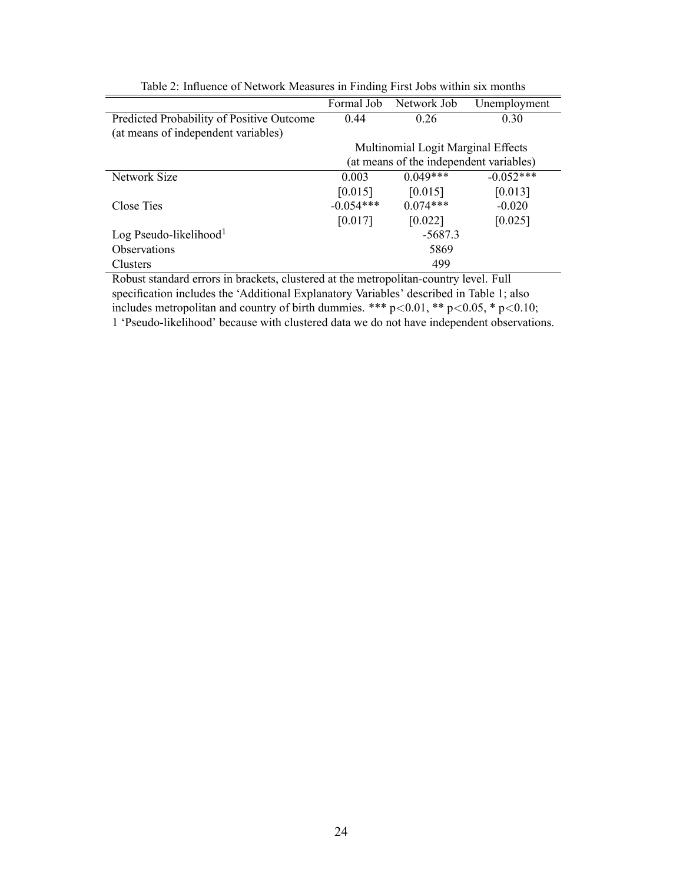Table 2: Influence of Network Measures in Finding First Jobs within six months

| | Formal Job | Network Job | Unemployment |
|---|---|---|---|
| Predicted Probability of Positive Outcome (at means of independent variables) | 0.44 | 0.26 | 0.30 |
| | Multinomial Logit Marginal Effects (at means of the independent variables) | | |
| Network Size | 0.003 | 0.049*** | -0.052*** |
| | [0.015] | [0.015] | [0.013] |
| Close Ties | -0.054*** | 0.074*** | -0.020 |
| | [0.017] | [0.022] | [0.025] |
| Log Pseudo-likelihood[1] | | -5687.3 | |
| Observations | | 5869 | |
| Clusters | | 499 | |

Robust standard errors in brackets, clustered at the metropolitan-country level. Full specification includes the 'Additional Explanatory Variables' described in Table 1; also includes metropolitan and country of birth dummies. *** $p<0.01$, ** $p<0.05$, * $p<0.10$;
1 'Pseudo-likelihood' because with clustered data we do not have independent observations.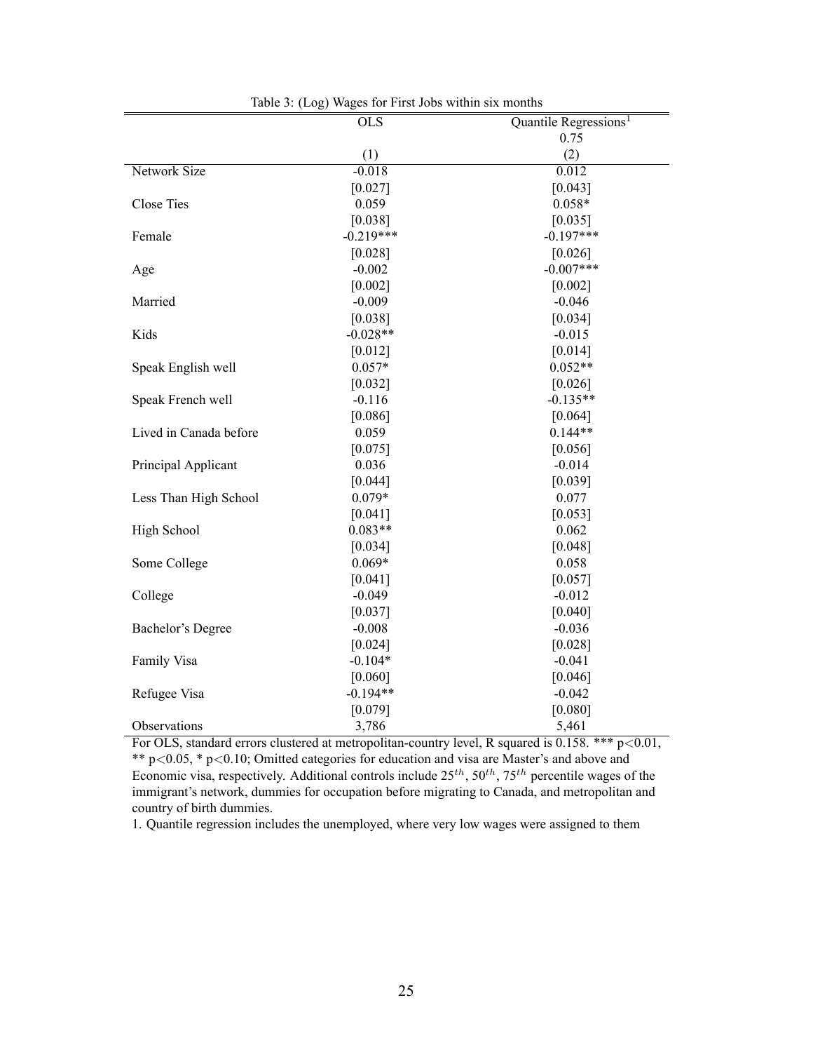Table 3: (Log) Wages for First Jobs within six months

| | OLS | Quantile Regressions[1] |
|---|---|---|
| | | 0.75 |
| | (1) | (2) |
| Network Size | -0.018 | 0.012 |
| | [0.027] | [0.043] |
| Close Ties | 0.059 | 0.058* |
| | [0.038] | [0.035] |
| Female | -0.219*** | -0.197*** |
| | [0.028] | [0.026] |
| Age | -0.002 | -0.007*** |
| | [0.002] | [0.002] |
| Married | -0.009 | -0.046 |
| | [0.038] | [0.034] |
| Kids | -0.028** | -0.015 |
| | [0.012] | [0.014] |
| Speak English well | 0.057* | 0.052** |
| | [0.032] | [0.026] |
| Speak French well | -0.116 | -0.135** |
| | [0.086] | [0.064] |
| Lived in Canada before | 0.059 | 0.144** |
| | [0.075] | [0.056] |
| Principal Applicant | 0.036 | -0.014 |
| | [0.044] | [0.039] |
| Less Than High School | 0.079* | 0.077 |
| | [0.041] | [0.053] |
| High School | 0.083** | 0.062 |
| | [0.034] | [0.048] |
| Some College | 0.069* | 0.058 |
| | [0.041] | [0.057] |
| College | -0.049 | -0.012 |
| | [0.037] | [0.040] |
| Bachelor's Degree | -0.008 | -0.036 |
| | [0.024] | [0.028] |
| Family Visa | -0.104* | -0.041 |
| | [0.060] | [0.046] |
| Refugee Visa | -0.194** | -0.042 |
| | [0.079] | [0.080] |
| Observations | 3,786 | 5,461 |

For OLS, standard errors clustered at metropolitan-country level, R squared is 0.158. *** $p<0.01$, ** $p<0.05$, * $p<0.10$; Omitted categories for education and visa are Master's and above and Economic visa, respectively. Additional controls include $25^{th}$, $50^{th}$, $75^{th}$ percentile wages of the immigrant's network, dummies for occupation before migrating to Canada, and metropolitan and country of birth dummies.

1. Quantile regression includes the unemployed, where very low wages were assigned to them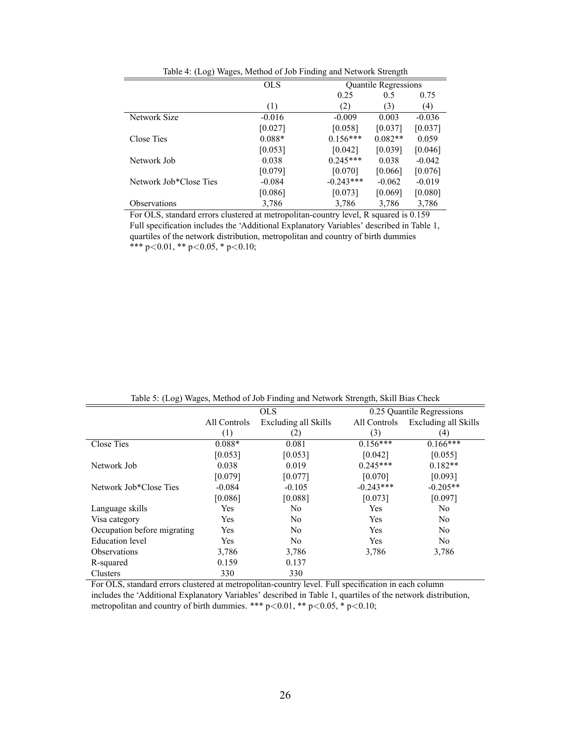Table 4: (Log) Wages, Method of Job Finding and Network Strength

| | OLS | Quantile Regressions | | |
|---|---|---|---|---|
| | | 0.25 | 0.5 | 0.75 |
| | (1) | (2) | (3) | (4) |
| Network Size | -0.016 | -0.009 | 0.003 | -0.036 |
| | [0.027] | [0.058] | [0.037] | [0.037] |
| Close Ties | 0.088* | 0.156*** | 0.082** | 0.059 |
| | [0.053] | [0.042] | [0.039] | [0.046] |
| Network Job | 0.038 | 0.245*** | 0.038 | -0.042 |
| | [0.079] | [0.070] | [0.066] | [0.076] |
| Network Job*Close Ties | -0.084 | -0.243*** | -0.062 | -0.019 |
| | [0.086] | [0.073] | [0.069] | [0.080] |
| Observations | 3,786 | 3,786 | 3,786 | 3,786 |

For OLS, standard errors clustered at metropolitan-country level, R squared is 0.159
Full specification includes the 'Additional Explanatory Variables' described in Table 1, quartiles of the network distribution, metropolitan and country of birth dummies
*** $p<0.01$, ** $p<0.05$, * $p<0.10$;

Table 5: (Log) Wages, Method of Job Finding and Network Strength, Skill Bias Check

| | OLS | | 0.25 Quantile Regressions | |
|---|---|---|---|---|
| | All Controls | Excluding all Skills | All Controls | Excluding all Skills |
| | (1) | (2) | (3) | (4) |
| Close Ties | 0.088* | 0.081 | 0.156*** | 0.166*** |
| | [0.053] | [0.053] | [0.042] | [0.055] |
| Network Job | 0.038 | 0.019 | 0.245*** | 0.182** |
| | [0.079] | [0.077] | [0.070] | [0.093] |
| Network Job*Close Ties | -0.084 | -0.105 | -0.243*** | -0.205** |
| | [0.086] | [0.088] | [0.073] | [0.097] |
| Language skills | Yes | No | Yes | No |
| Visa category | Yes | No | Yes | No |
| Occupation before migrating | Yes | No | Yes | No |
| Education level | Yes | No | Yes | No |
| Observations | 3,786 | 3,786 | 3,786 | 3,786 |
| R-squared | 0.159 | 0.137 | | |
| Clusters | 330 | 330 | | |

For OLS, standard errors clustered at metropolitan-country level. Full specification in each column includes the 'Additional Explanatory Variables' described in Table 1, quartiles of the network distribution, metropolitan and country of birth dummies. *** $p<0.01$, ** $p<0.05$, * $p<0.10$;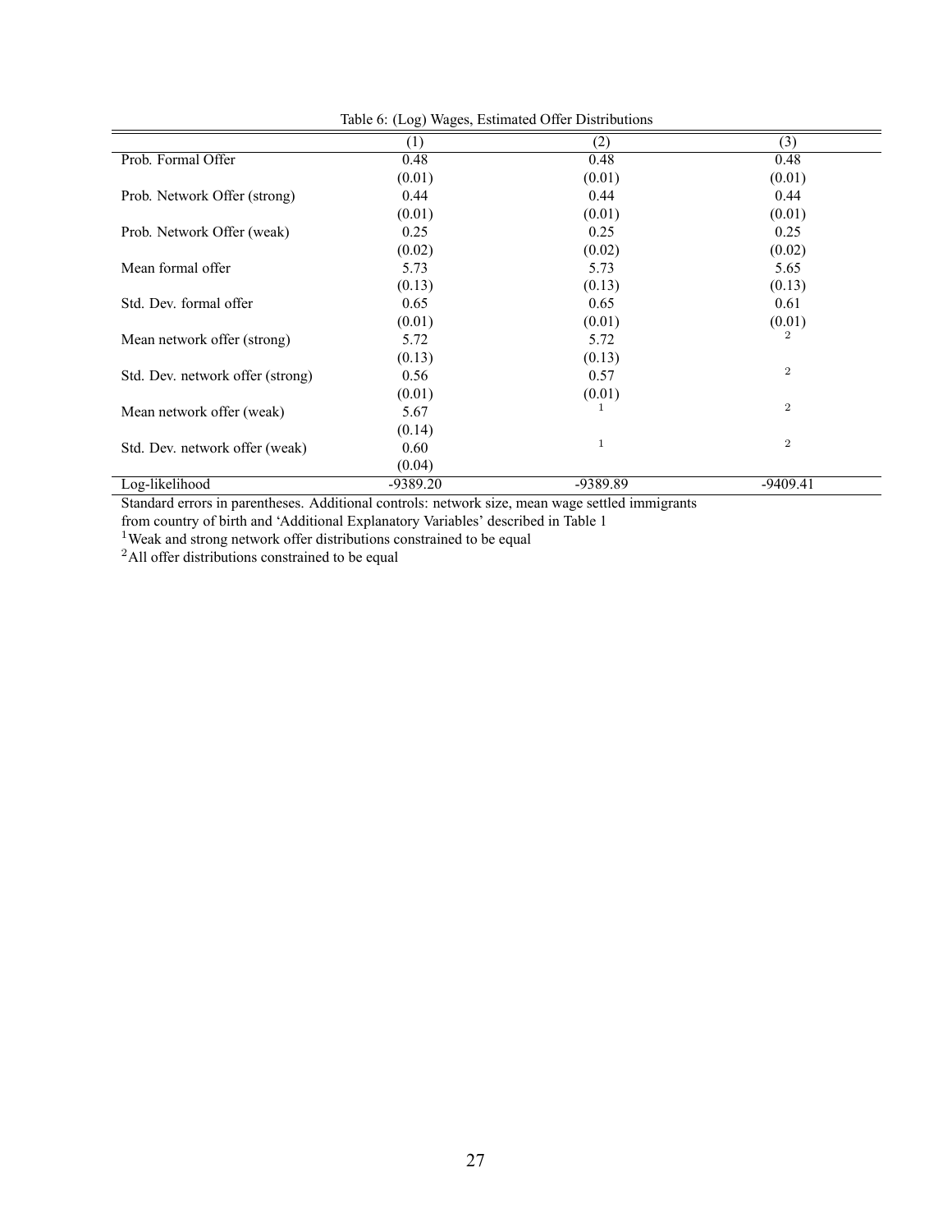Table 6: (Log) Wages, Estimated Offer Distributions

| | (1) | (2) | (3) |
|---|---|---|---|
| Prob. Formal Offer | 0.48 | 0.48 | 0.48 |
| | (0.01) | (0.01) | (0.01) |
| Prob. Network Offer (strong) | 0.44 | 0.44 | 0.44 |
| | (0.01) | (0.01) | (0.01) |
| Prob. Network Offer (weak) | 0.25 | 0.25 | 0.25 |
| | (0.02) | (0.02) | (0.02) |
| Mean formal offer | 5.73 | 5.73 | 5.65 |
| | (0.13) | (0.13) | (0.13) |
| Std. Dev. formal offer | 0.65 | 0.65 | 0.61 |
| | (0.01) | (0.01) | (0.01) |
| Mean network offer (strong) | 5.72 | 5.72 | [2] |
| | (0.13) | (0.13) | |
| Std. Dev. network offer (strong) | 0.56 | 0.57 | [2] |
| | (0.01) | (0.01) | |
| Mean network offer (weak) | 5.67 | [1] | [2] |
| | (0.14) | | |
| Std. Dev. network offer (weak) | 0.60 | [1] | [2] |
| | (0.04) | | |
| Log-likelihood | -9389.20 | -9389.89 | -9409.41 |

Standard errors in parentheses. Additional controls: network size, mean wage settled immigrants from country of birth and 'Additional Explanatory Variables' described in Table 1

[1]Weak and strong network offer distributions constrained to be equal

[2]All offer distributions constrained to be equal